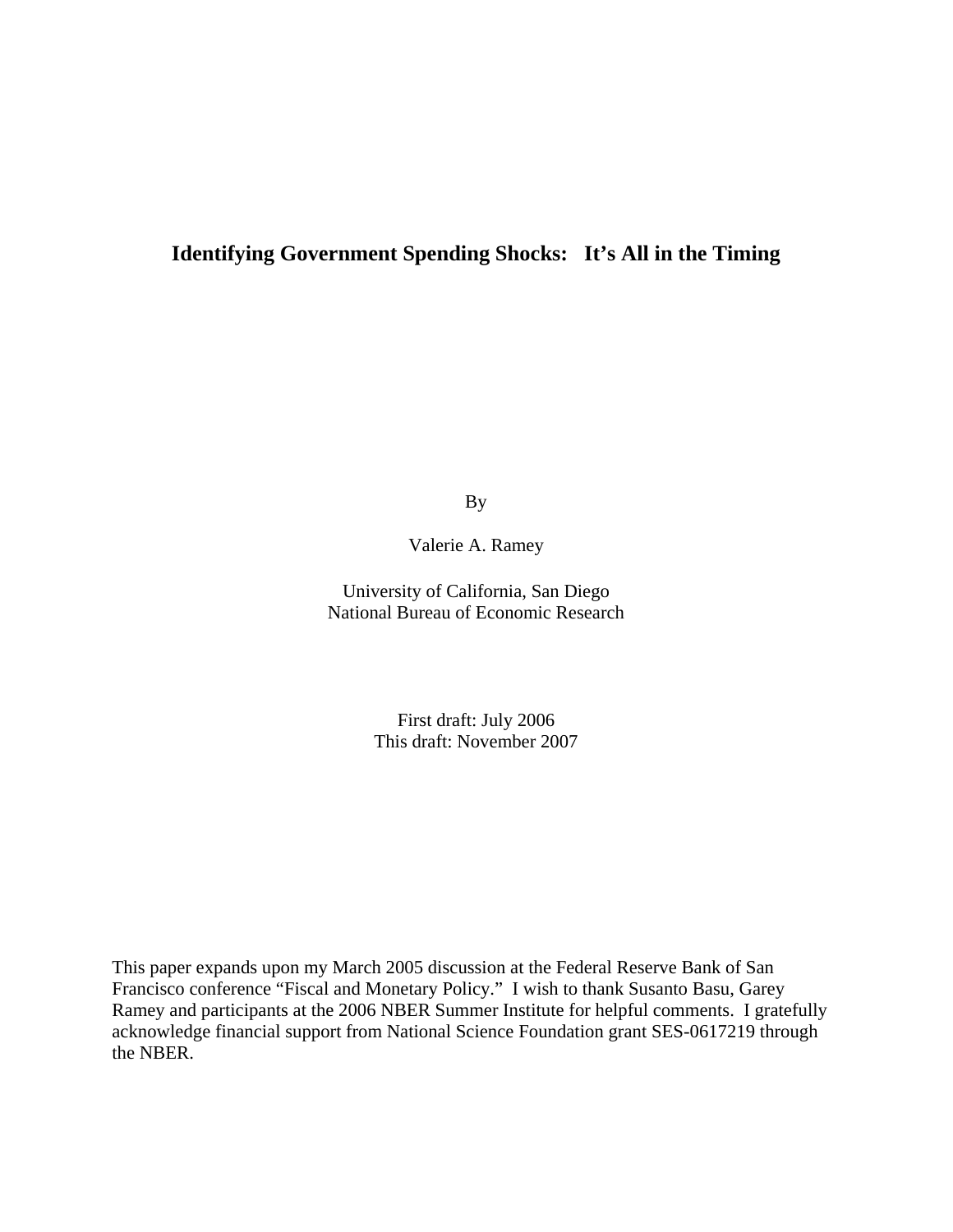# Identifying Government Spending Shocks: It's All in the Timing

By

Valerie A. Ramey

University of California, San Diego
National Bureau of Economic Research

First draft: July 2006
This draft: November 2007

This paper expands upon my March 2005 discussion at the Federal Reserve Bank of San Francisco conference "Fiscal and Monetary Policy." I wish to thank Susanto Basu, Garey Ramey and participants at the 2006 NBER Summer Institute for helpful comments. I gratefully acknowledge financial support from National Science Foundation grant SES-0617219 through the NBER.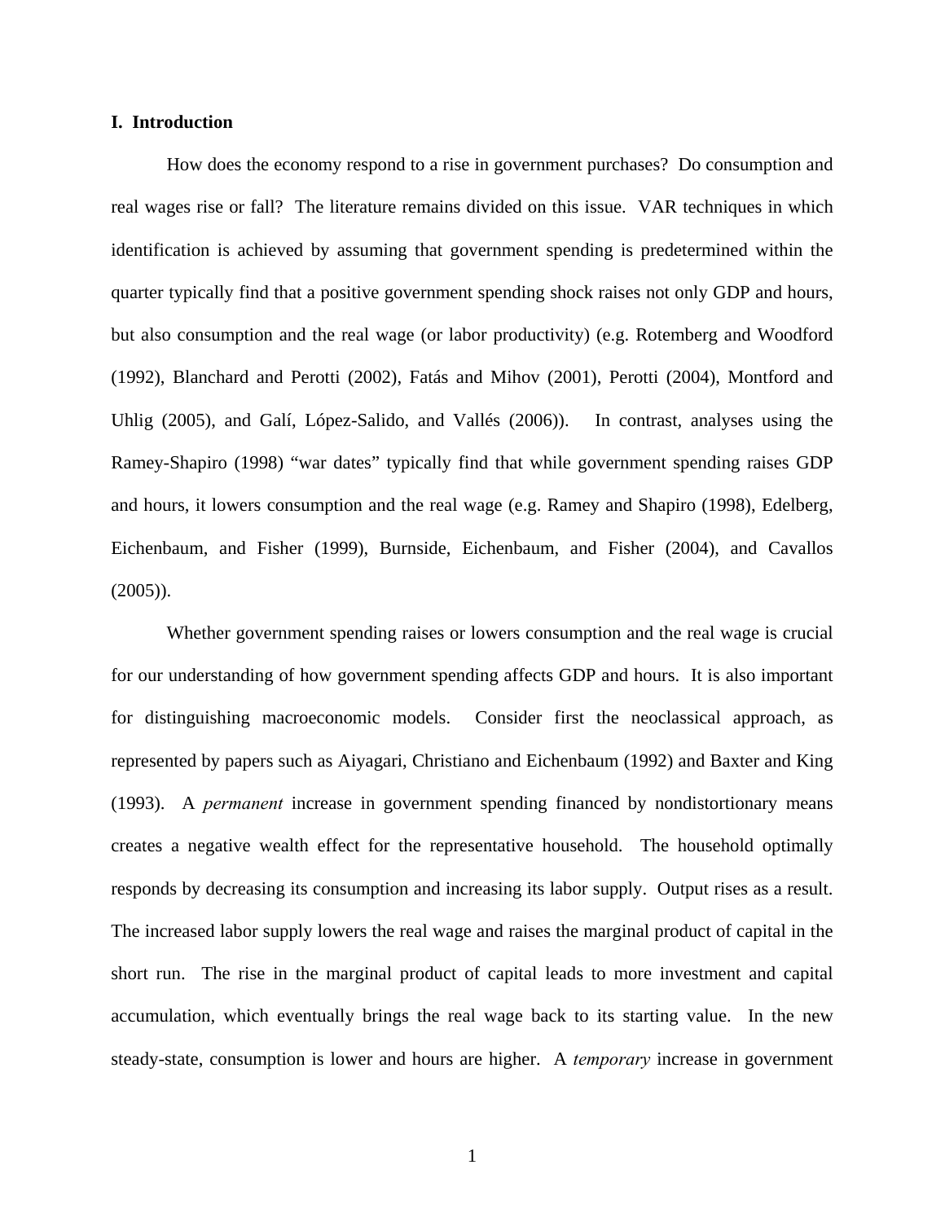## I. Introduction

How does the economy respond to a rise in government purchases? Do consumption and real wages rise or fall? The literature remains divided on this issue. VAR techniques in which identification is achieved by assuming that government spending is predetermined within the quarter typically find that a positive government spending shock raises not only GDP and hours, but also consumption and the real wage (or labor productivity) (e.g. Rotemberg and Woodford (1992), Blanchard and Perotti (2002), Fatás and Mihov (2001), Perotti (2004), Montford and Uhlig (2005), and Galí, López-Salido, and Vallés (2006)). In contrast, analyses using the Ramey-Shapiro (1998) "war dates" typically find that while government spending raises GDP and hours, it lowers consumption and the real wage (e.g. Ramey and Shapiro (1998), Edelberg, Eichenbaum, and Fisher (1999), Burnside, Eichenbaum, and Fisher (2004), and Cavallos (2005)).

Whether government spending raises or lowers consumption and the real wage is crucial for our understanding of how government spending affects GDP and hours. It is also important for distinguishing macroeconomic models. Consider first the neoclassical approach, as represented by papers such as Aiyagari, Christiano and Eichenbaum (1992) and Baxter and King (1993). A *permanent* increase in government spending financed by nondistortionary means creates a negative wealth effect for the representative household. The household optimally responds by decreasing its consumption and increasing its labor supply. Output rises as a result. The increased labor supply lowers the real wage and raises the marginal product of capital in the short run. The rise in the marginal product of capital leads to more investment and capital accumulation, which eventually brings the real wage back to its starting value. In the new steady-state, consumption is lower and hours are higher. A *temporary* increase in government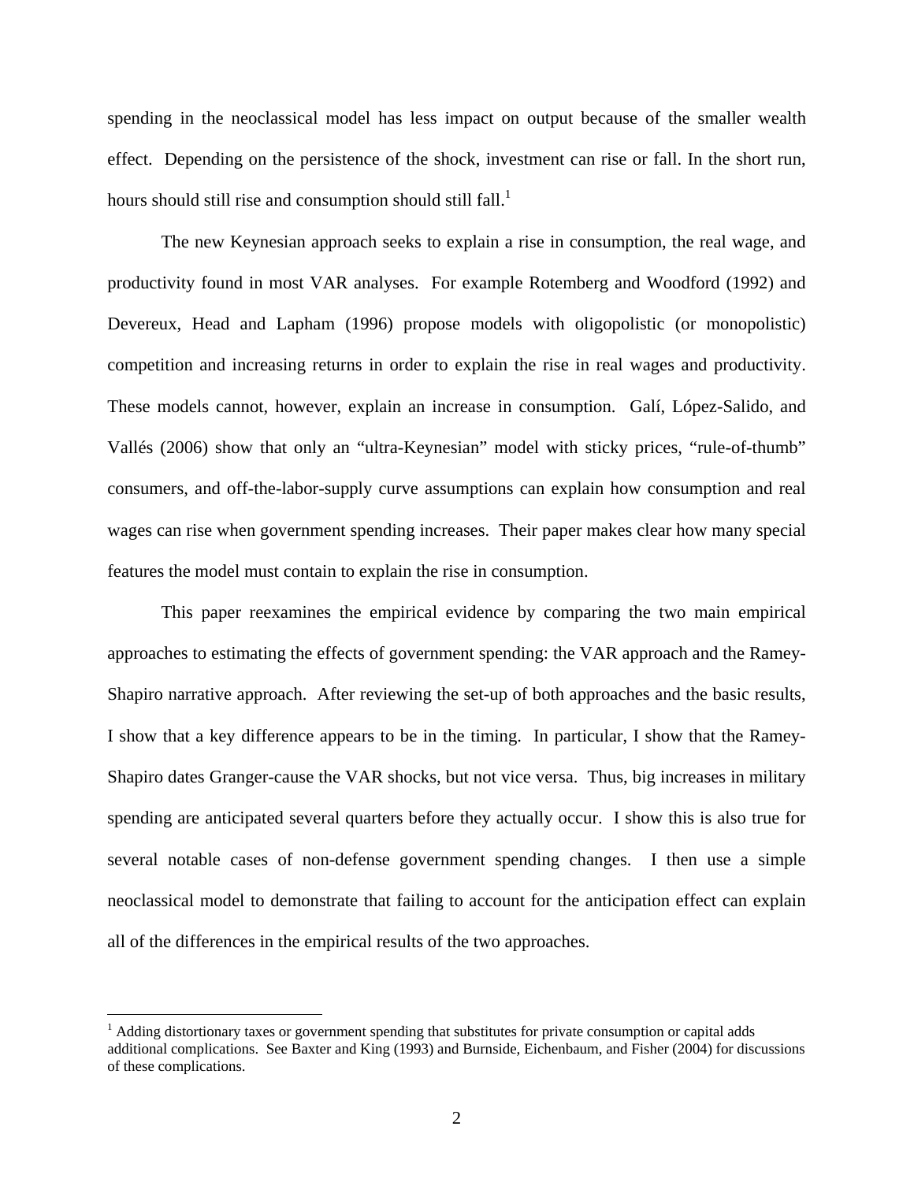spending in the neoclassical model has less impact on output because of the smaller wealth effect. Depending on the persistence of the shock, investment can rise or fall. In the short run, hours should still rise and consumption should still fall.[1]

The new Keynesian approach seeks to explain a rise in consumption, the real wage, and productivity found in most VAR analyses. For example Rotemberg and Woodford (1992) and Devereux, Head and Lapham (1996) propose models with oligopolistic (or monopolistic) competition and increasing returns in order to explain the rise in real wages and productivity. These models cannot, however, explain an increase in consumption. Galí, López-Salido, and Vallés (2006) show that only an "ultra-Keynesian" model with sticky prices, "rule-of-thumb" consumers, and off-the-labor-supply curve assumptions can explain how consumption and real wages can rise when government spending increases. Their paper makes clear how many special features the model must contain to explain the rise in consumption.

This paper reexamines the empirical evidence by comparing the two main empirical approaches to estimating the effects of government spending: the VAR approach and the Ramey-Shapiro narrative approach. After reviewing the set-up of both approaches and the basic results, I show that a key difference appears to be in the timing. In particular, I show that the Ramey-Shapiro dates Granger-cause the VAR shocks, but not vice versa. Thus, big increases in military spending are anticipated several quarters before they actually occur. I show this is also true for several notable cases of non-defense government spending changes. I then use a simple neoclassical model to demonstrate that failing to account for the anticipation effect can explain all of the differences in the empirical results of the two approaches.

[1] Adding distortionary taxes or government spending that substitutes for private consumption or capital adds additional complications. See Baxter and King (1993) and Burnside, Eichenbaum, and Fisher (2004) for discussions of these complications.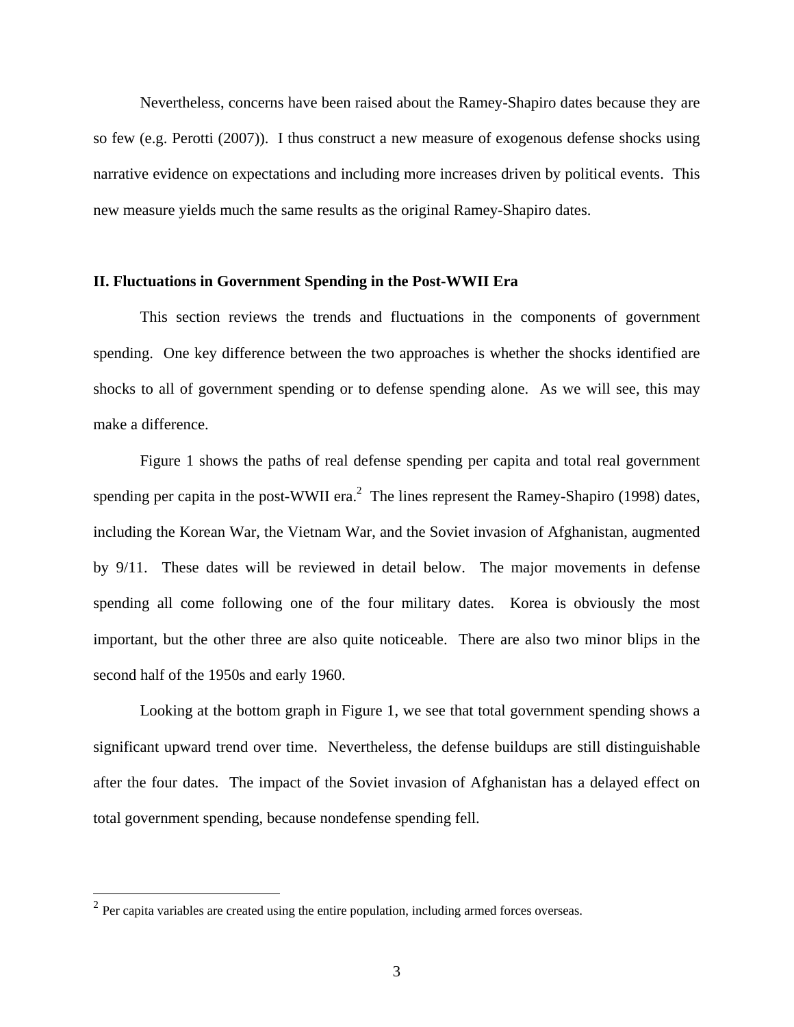Nevertheless, concerns have been raised about the Ramey-Shapiro dates because they are so few (e.g. Perotti (2007)). I thus construct a new measure of exogenous defense shocks using narrative evidence on expectations and including more increases driven by political events. This new measure yields much the same results as the original Ramey-Shapiro dates.

## II. Fluctuations in Government Spending in the Post-WWII Era

This section reviews the trends and fluctuations in the components of government spending. One key difference between the two approaches is whether the shocks identified are shocks to all of government spending or to defense spending alone. As we will see, this may make a difference.

Figure 1 shows the paths of real defense spending per capita and total real government spending per capita in the post-WWII era.[2] The lines represent the Ramey-Shapiro (1998) dates, including the Korean War, the Vietnam War, and the Soviet invasion of Afghanistan, augmented by 9/11. These dates will be reviewed in detail below. The major movements in defense spending all come following one of the four military dates. Korea is obviously the most important, but the other three are also quite noticeable. There are also two minor blips in the second half of the 1950s and early 1960.

Looking at the bottom graph in Figure 1, we see that total government spending shows a significant upward trend over time. Nevertheless, the defense buildups are still distinguishable after the four dates. The impact of the Soviet invasion of Afghanistan has a delayed effect on total government spending, because nondefense spending fell.

[2] Per capita variables are created using the entire population, including armed forces overseas.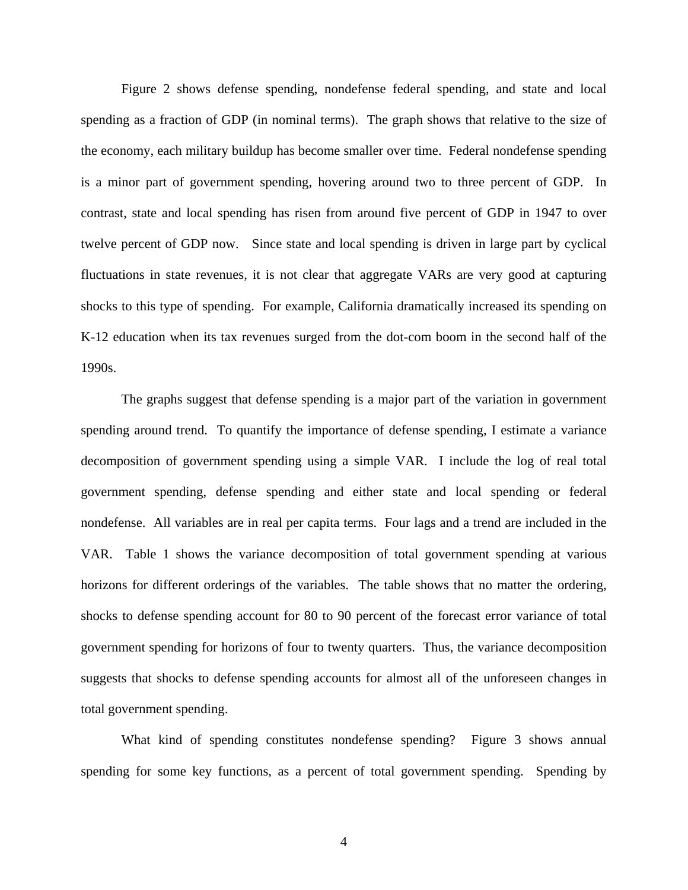Figure 2 shows defense spending, nondefense federal spending, and state and local spending as a fraction of GDP (in nominal terms). The graph shows that relative to the size of the economy, each military buildup has become smaller over time. Federal nondefense spending is a minor part of government spending, hovering around two to three percent of GDP. In contrast, state and local spending has risen from around five percent of GDP in 1947 to over twelve percent of GDP now. Since state and local spending is driven in large part by cyclical fluctuations in state revenues, it is not clear that aggregate VARs are very good at capturing shocks to this type of spending. For example, California dramatically increased its spending on K-12 education when its tax revenues surged from the dot-com boom in the second half of the 1990s.

The graphs suggest that defense spending is a major part of the variation in government spending around trend. To quantify the importance of defense spending, I estimate a variance decomposition of government spending using a simple VAR. I include the log of real total government spending, defense spending and either state and local spending or federal nondefense. All variables are in real per capita terms. Four lags and a trend are included in the VAR. Table 1 shows the variance decomposition of total government spending at various horizons for different orderings of the variables. The table shows that no matter the ordering, shocks to defense spending account for 80 to 90 percent of the forecast error variance of total government spending for horizons of four to twenty quarters. Thus, the variance decomposition suggests that shocks to defense spending accounts for almost all of the unforeseen changes in total government spending.

What kind of spending constitutes nondefense spending? Figure 3 shows annual spending for some key functions, as a percent of total government spending. Spending by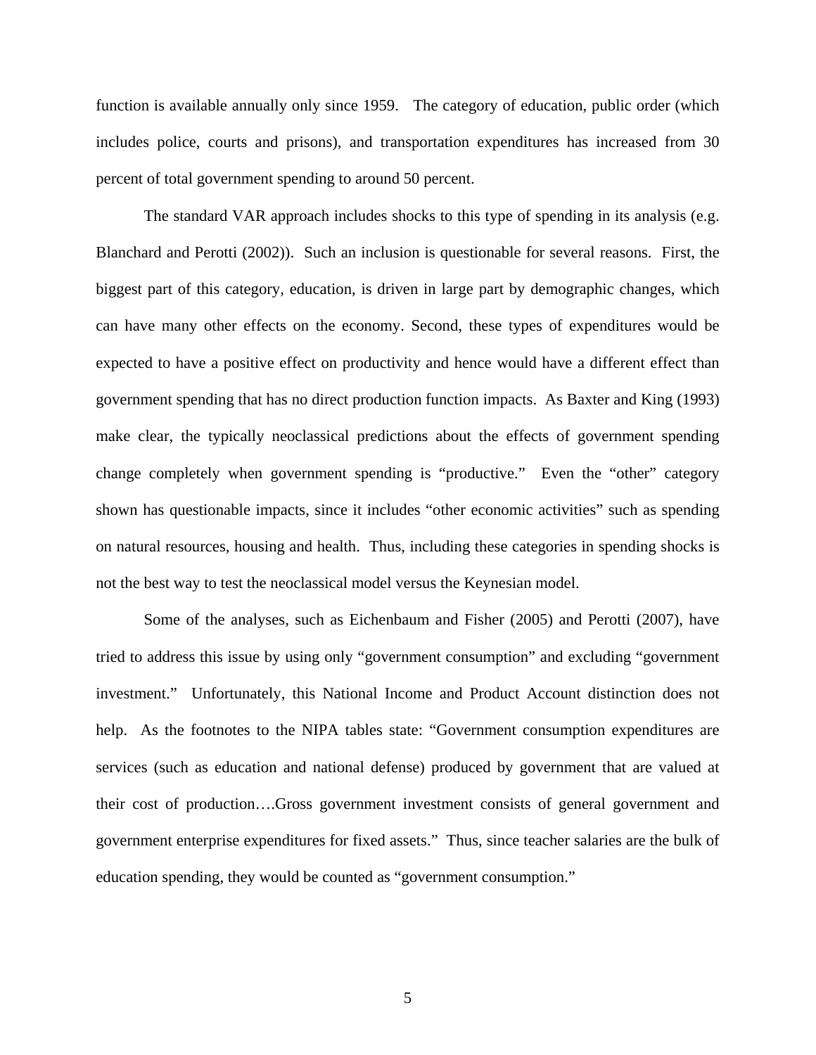function is available annually only since 1959. The category of education, public order (which includes police, courts and prisons), and transportation expenditures has increased from 30 percent of total government spending to around 50 percent.

The standard VAR approach includes shocks to this type of spending in its analysis (e.g. Blanchard and Perotti (2002)). Such an inclusion is questionable for several reasons. First, the biggest part of this category, education, is driven in large part by demographic changes, which can have many other effects on the economy. Second, these types of expenditures would be expected to have a positive effect on productivity and hence would have a different effect than government spending that has no direct production function impacts. As Baxter and King (1993) make clear, the typically neoclassical predictions about the effects of government spending change completely when government spending is "productive." Even the "other" category shown has questionable impacts, since it includes "other economic activities" such as spending on natural resources, housing and health. Thus, including these categories in spending shocks is not the best way to test the neoclassical model versus the Keynesian model.

Some of the analyses, such as Eichenbaum and Fisher (2005) and Perotti (2007), have tried to address this issue by using only "government consumption" and excluding "government investment." Unfortunately, this National Income and Product Account distinction does not help. As the footnotes to the NIPA tables state: "Government consumption expenditures are services (such as education and national defense) produced by government that are valued at their cost of production….Gross government investment consists of general government and government enterprise expenditures for fixed assets." Thus, since teacher salaries are the bulk of education spending, they would be counted as "government consumption."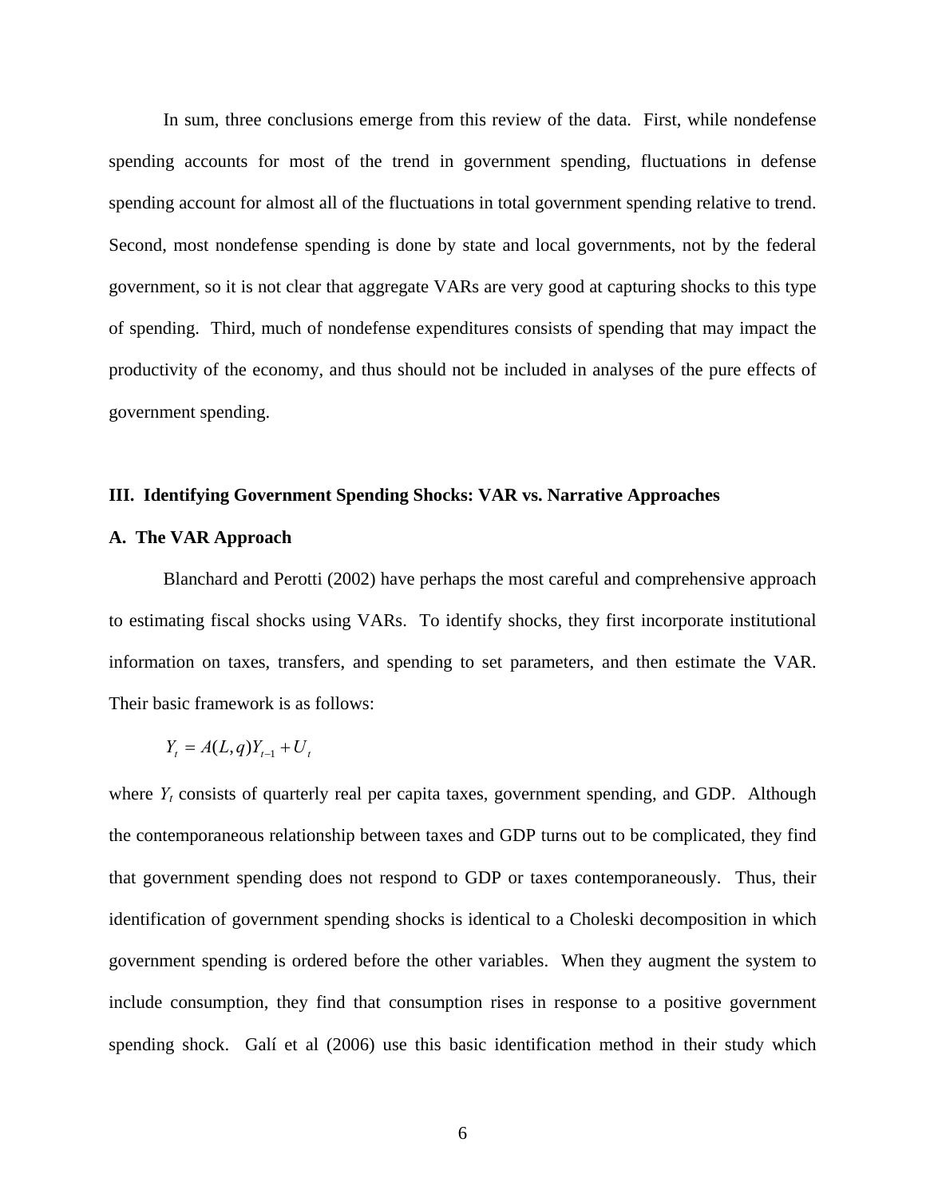In sum, three conclusions emerge from this review of the data. First, while nondefense spending accounts for most of the trend in government spending, fluctuations in defense spending account for almost all of the fluctuations in total government spending relative to trend. Second, most nondefense spending is done by state and local governments, not by the federal government, so it is not clear that aggregate VARs are very good at capturing shocks to this type of spending. Third, much of nondefense expenditures consists of spending that may impact the productivity of the economy, and thus should not be included in analyses of the pure effects of government spending.

## III. Identifying Government Spending Shocks: VAR vs. Narrative Approaches

### A. The VAR Approach

Blanchard and Perotti (2002) have perhaps the most careful and comprehensive approach to estimating fiscal shocks using VARs. To identify shocks, they first incorporate institutional information on taxes, transfers, and spending to set parameters, and then estimate the VAR. Their basic framework is as follows:

$$Y_t = A(L,q)Y_{t-1} + U_t$$

where $Y_t$ consists of quarterly real per capita taxes, government spending, and GDP. Although the contemporaneous relationship between taxes and GDP turns out to be complicated, they find that government spending does not respond to GDP or taxes contemporaneously. Thus, their identification of government spending shocks is identical to a Choleski decomposition in which government spending is ordered before the other variables. When they augment the system to include consumption, they find that consumption rises in response to a positive government spending shock. Galí et al (2006) use this basic identification method in their study which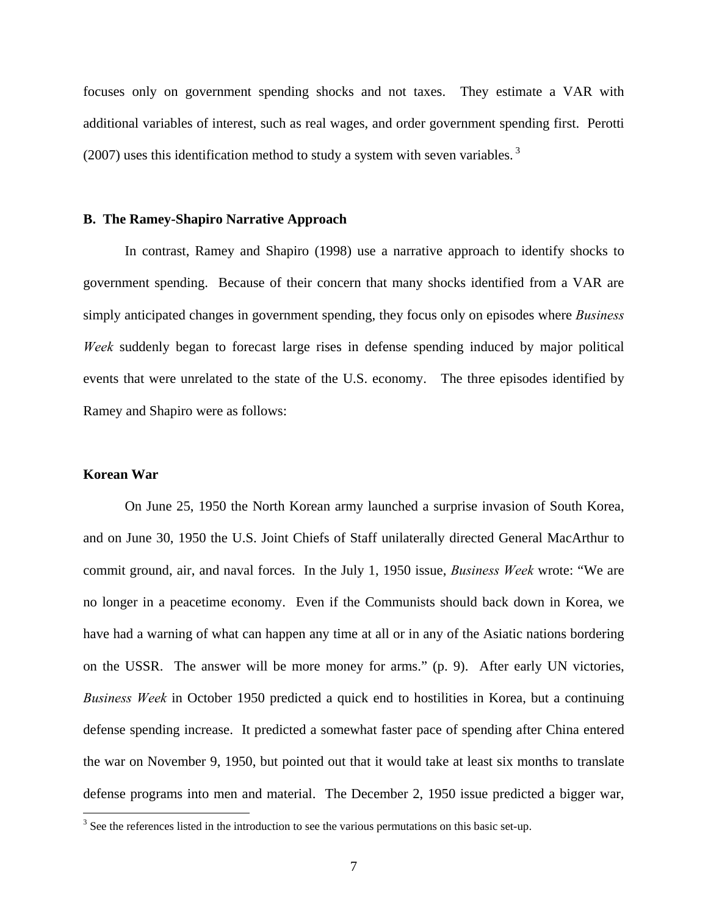focuses only on government spending shocks and not taxes. They estimate a VAR with additional variables of interest, such as real wages, and order government spending first. Perotti (2007) uses this identification method to study a system with seven variables.[3]

### B. The Ramey-Shapiro Narrative Approach

In contrast, Ramey and Shapiro (1998) use a narrative approach to identify shocks to government spending. Because of their concern that many shocks identified from a VAR are simply anticipated changes in government spending, they focus only on episodes where *Business Week* suddenly began to forecast large rises in defense spending induced by major political events that were unrelated to the state of the U.S. economy. The three episodes identified by Ramey and Shapiro were as follows:

#### Korean War

On June 25, 1950 the North Korean army launched a surprise invasion of South Korea, and on June 30, 1950 the U.S. Joint Chiefs of Staff unilaterally directed General MacArthur to commit ground, air, and naval forces. In the July 1, 1950 issue, *Business Week* wrote: "We are no longer in a peacetime economy. Even if the Communists should back down in Korea, we have had a warning of what can happen any time at all or in any of the Asiatic nations bordering on the USSR. The answer will be more money for arms." (p. 9). After early UN victories, *Business Week* in October 1950 predicted a quick end to hostilities in Korea, but a continuing defense spending increase. It predicted a somewhat faster pace of spending after China entered the war on November 9, 1950, but pointed out that it would take at least six months to translate defense programs into men and material. The December 2, 1950 issue predicted a bigger war,

[3] See the references listed in the introduction to see the various permutations on this basic set-up.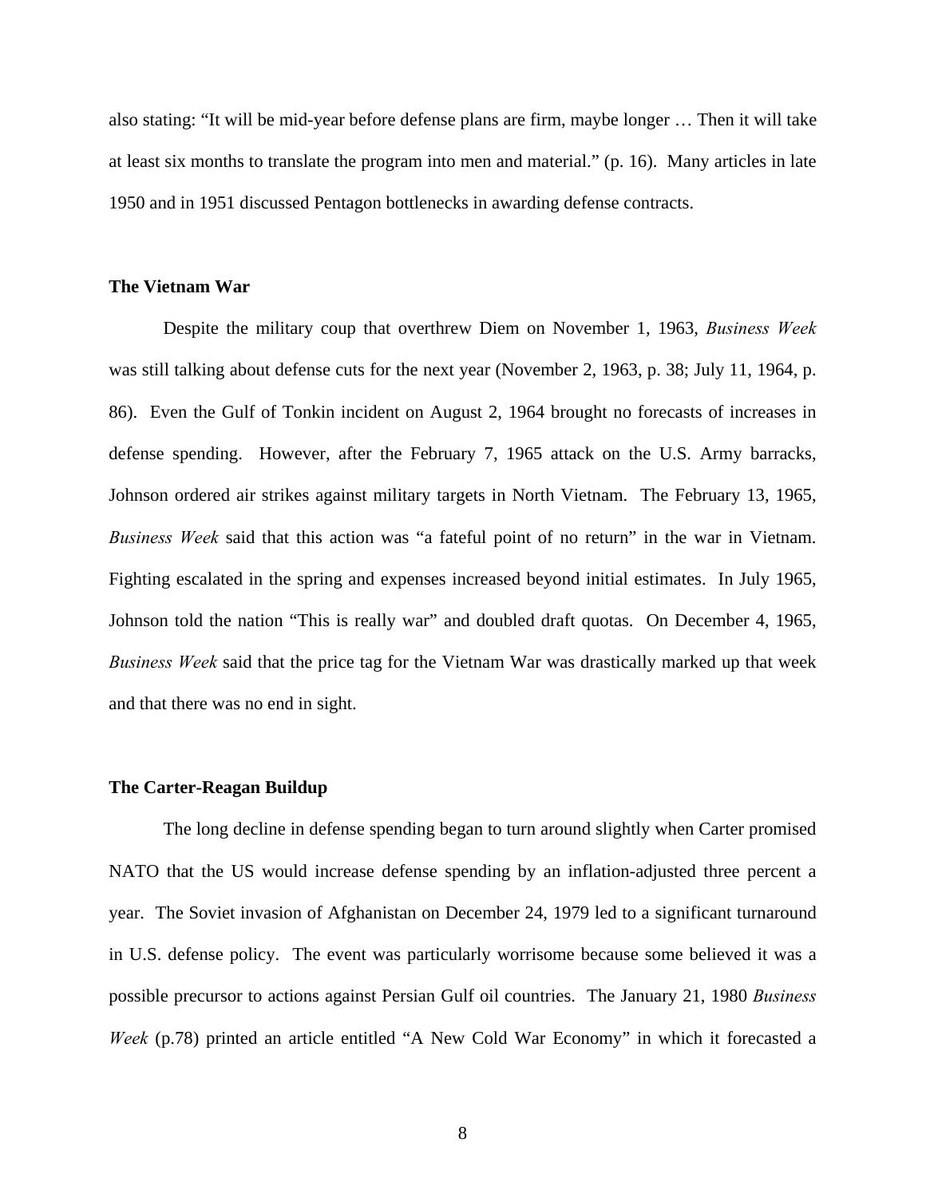also stating: "It will be mid-year before defense plans are firm, maybe longer … Then it will take at least six months to translate the program into men and material." (p. 16). Many articles in late 1950 and in 1951 discussed Pentagon bottlenecks in awarding defense contracts.

### The Vietnam War

Despite the military coup that overthrew Diem on November 1, 1963, *Business Week* was still talking about defense cuts for the next year (November 2, 1963, p. 38; July 11, 1964, p. 86). Even the Gulf of Tonkin incident on August 2, 1964 brought no forecasts of increases in defense spending. However, after the February 7, 1965 attack on the U.S. Army barracks, Johnson ordered air strikes against military targets in North Vietnam. The February 13, 1965, *Business Week* said that this action was "a fateful point of no return" in the war in Vietnam. Fighting escalated in the spring and expenses increased beyond initial estimates. In July 1965, Johnson told the nation "This is really war" and doubled draft quotas. On December 4, 1965, *Business Week* said that the price tag for the Vietnam War was drastically marked up that week and that there was no end in sight.

### The Carter-Reagan Buildup

The long decline in defense spending began to turn around slightly when Carter promised NATO that the US would increase defense spending by an inflation-adjusted three percent a year. The Soviet invasion of Afghanistan on December 24, 1979 led to a significant turnaround in U.S. defense policy. The event was particularly worrisome because some believed it was a possible precursor to actions against Persian Gulf oil countries. The January 21, 1980 *Business Week* (p.78) printed an article entitled "A New Cold War Economy" in which it forecasted a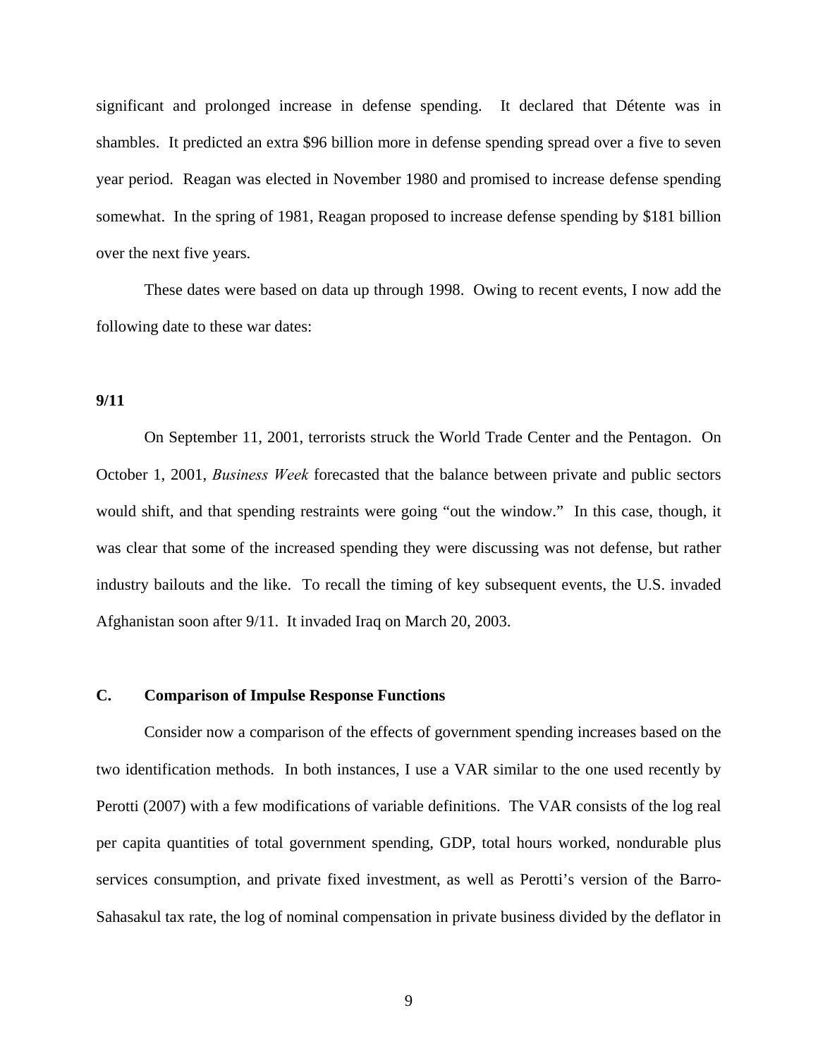significant and prolonged increase in defense spending. It declared that Détente was in shambles. It predicted an extra $96 billion more in defense spending spread over a five to seven year period. Reagan was elected in November 1980 and promised to increase defense spending somewhat. In the spring of 1981, Reagan proposed to increase defense spending by $181 billion over the next five years.

These dates were based on data up through 1998. Owing to recent events, I now add the following date to these war dates:

**9/11**

On September 11, 2001, terrorists struck the World Trade Center and the Pentagon. On October 1, 2001, *Business Week* forecasted that the balance between private and public sectors would shift, and that spending restraints were going "out the window." In this case, though, it was clear that some of the increased spending they were discussing was not defense, but rather industry bailouts and the like. To recall the timing of key subsequent events, the U.S. invaded Afghanistan soon after 9/11. It invaded Iraq on March 20, 2003.

### C. Comparison of Impulse Response Functions

Consider now a comparison of the effects of government spending increases based on the two identification methods. In both instances, I use a VAR similar to the one used recently by Perotti (2007) with a few modifications of variable definitions. The VAR consists of the log real per capita quantities of total government spending, GDP, total hours worked, nondurable plus services consumption, and private fixed investment, as well as Perotti's version of the Barro-Sahasakul tax rate, the log of nominal compensation in private business divided by the deflator in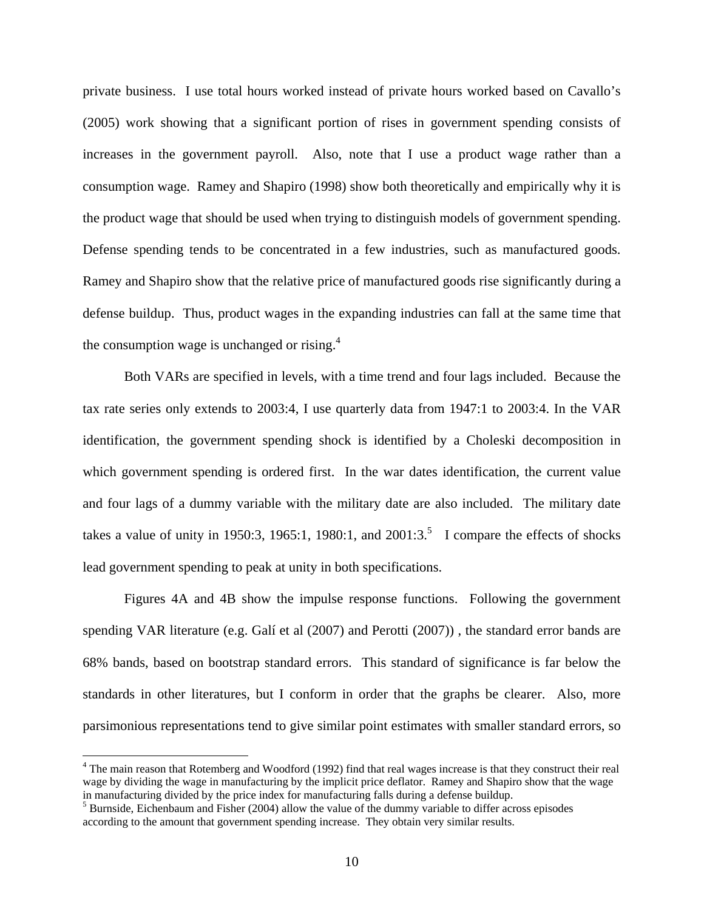private business. I use total hours worked instead of private hours worked based on Cavallo's (2005) work showing that a significant portion of rises in government spending consists of increases in the government payroll. Also, note that I use a product wage rather than a consumption wage. Ramey and Shapiro (1998) show both theoretically and empirically why it is the product wage that should be used when trying to distinguish models of government spending. Defense spending tends to be concentrated in a few industries, such as manufactured goods. Ramey and Shapiro show that the relative price of manufactured goods rise significantly during a defense buildup. Thus, product wages in the expanding industries can fall at the same time that the consumption wage is unchanged or rising.[4]

Both VARs are specified in levels, with a time trend and four lags included. Because the tax rate series only extends to 2003:4, I use quarterly data from 1947:1 to 2003:4. In the VAR identification, the government spending shock is identified by a Choleski decomposition in which government spending is ordered first. In the war dates identification, the current value and four lags of a dummy variable with the military date are also included. The military date takes a value of unity in 1950:3, 1965:1, 1980:1, and 2001:3.[5] I compare the effects of shocks lead government spending to peak at unity in both specifications.

Figures 4A and 4B show the impulse response functions. Following the government spending VAR literature (e.g. Galí et al (2007) and Perotti (2007)) , the standard error bands are 68% bands, based on bootstrap standard errors. This standard of significance is far below the standards in other literatures, but I conform in order that the graphs be clearer. Also, more parsimonious representations tend to give similar point estimates with smaller standard errors, so

[4] The main reason that Rotemberg and Woodford (1992) find that real wages increase is that they construct their real wage by dividing the wage in manufacturing by the implicit price deflator. Ramey and Shapiro show that the wage in manufacturing divided by the price index for manufacturing falls during a defense buildup.

[5] Burnside, Eichenbaum and Fisher (2004) allow the value of the dummy variable to differ across episodes according to the amount that government spending increase. They obtain very similar results.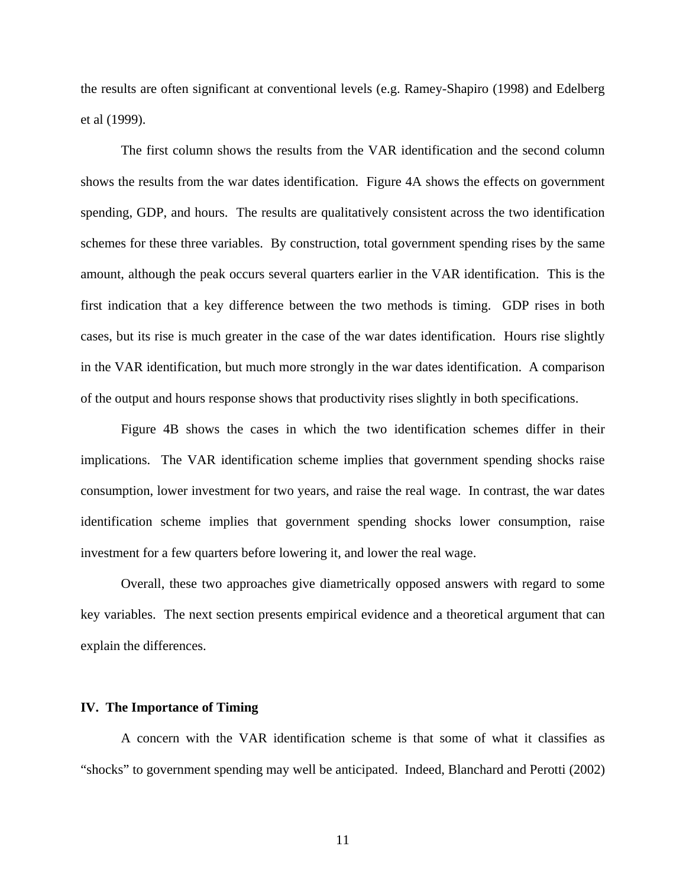the results are often significant at conventional levels (e.g. Ramey-Shapiro (1998) and Edelberg et al (1999).

The first column shows the results from the VAR identification and the second column shows the results from the war dates identification. Figure 4A shows the effects on government spending, GDP, and hours. The results are qualitatively consistent across the two identification schemes for these three variables. By construction, total government spending rises by the same amount, although the peak occurs several quarters earlier in the VAR identification. This is the first indication that a key difference between the two methods is timing. GDP rises in both cases, but its rise is much greater in the case of the war dates identification. Hours rise slightly in the VAR identification, but much more strongly in the war dates identification. A comparison of the output and hours response shows that productivity rises slightly in both specifications.

Figure 4B shows the cases in which the two identification schemes differ in their implications. The VAR identification scheme implies that government spending shocks raise consumption, lower investment for two years, and raise the real wage. In contrast, the war dates identification scheme implies that government spending shocks lower consumption, raise investment for a few quarters before lowering it, and lower the real wage.

Overall, these two approaches give diametrically opposed answers with regard to some key variables. The next section presents empirical evidence and a theoretical argument that can explain the differences.

## IV. The Importance of Timing

A concern with the VAR identification scheme is that some of what it classifies as "shocks" to government spending may well be anticipated. Indeed, Blanchard and Perotti (2002)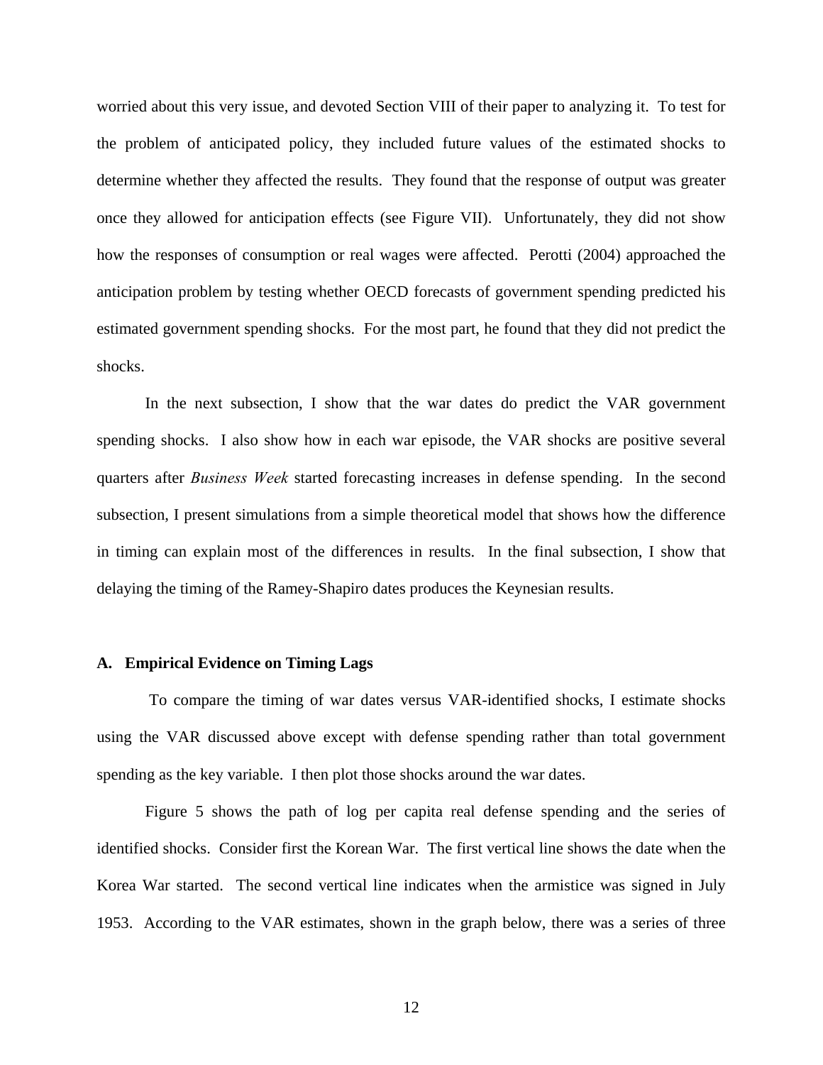worried about this very issue, and devoted Section VIII of their paper to analyzing it. To test for the problem of anticipated policy, they included future values of the estimated shocks to determine whether they affected the results. They found that the response of output was greater once they allowed for anticipation effects (see Figure VII). Unfortunately, they did not show how the responses of consumption or real wages were affected. Perotti (2004) approached the anticipation problem by testing whether OECD forecasts of government spending predicted his estimated government spending shocks. For the most part, he found that they did not predict the shocks.

In the next subsection, I show that the war dates do predict the VAR government spending shocks. I also show how in each war episode, the VAR shocks are positive several quarters after *Business Week* started forecasting increases in defense spending. In the second subsection, I present simulations from a simple theoretical model that shows how the difference in timing can explain most of the differences in results. In the final subsection, I show that delaying the timing of the Ramey-Shapiro dates produces the Keynesian results.

### A. Empirical Evidence on Timing Lags

To compare the timing of war dates versus VAR-identified shocks, I estimate shocks using the VAR discussed above except with defense spending rather than total government spending as the key variable. I then plot those shocks around the war dates.

Figure 5 shows the path of log per capita real defense spending and the series of identified shocks. Consider first the Korean War. The first vertical line shows the date when the Korea War started. The second vertical line indicates when the armistice was signed in July 1953. According to the VAR estimates, shown in the graph below, there was a series of three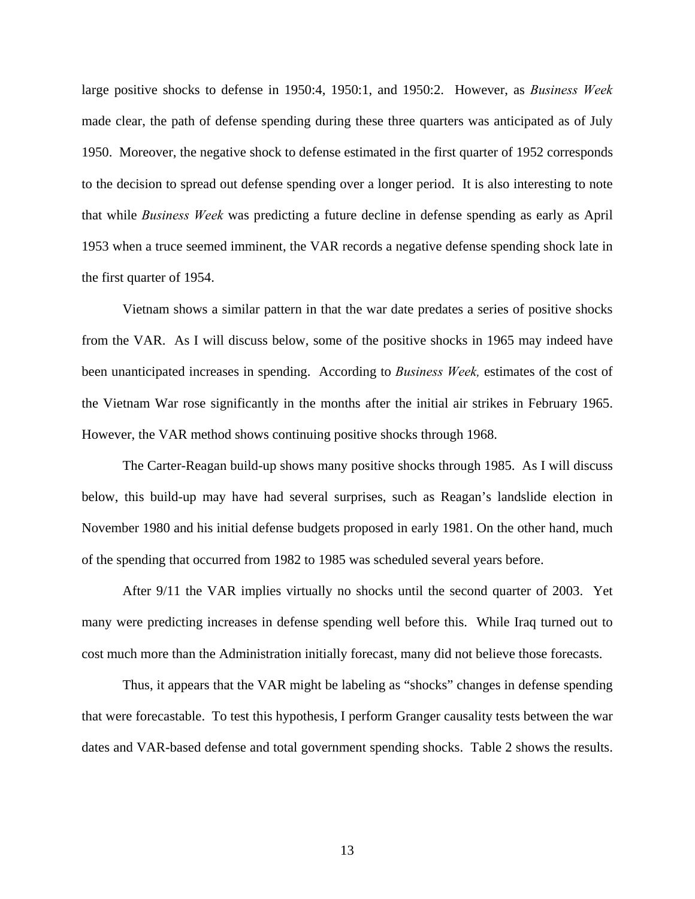large positive shocks to defense in 1950:4, 1950:1, and 1950:2. However, as *Business Week* made clear, the path of defense spending during these three quarters was anticipated as of July 1950. Moreover, the negative shock to defense estimated in the first quarter of 1952 corresponds to the decision to spread out defense spending over a longer period. It is also interesting to note that while *Business Week* was predicting a future decline in defense spending as early as April 1953 when a truce seemed imminent, the VAR records a negative defense spending shock late in the first quarter of 1954.

Vietnam shows a similar pattern in that the war date predates a series of positive shocks from the VAR. As I will discuss below, some of the positive shocks in 1965 may indeed have been unanticipated increases in spending. According to *Business Week,* estimates of the cost of the Vietnam War rose significantly in the months after the initial air strikes in February 1965. However, the VAR method shows continuing positive shocks through 1968.

The Carter-Reagan build-up shows many positive shocks through 1985. As I will discuss below, this build-up may have had several surprises, such as Reagan's landslide election in November 1980 and his initial defense budgets proposed in early 1981. On the other hand, much of the spending that occurred from 1982 to 1985 was scheduled several years before.

After 9/11 the VAR implies virtually no shocks until the second quarter of 2003. Yet many were predicting increases in defense spending well before this. While Iraq turned out to cost much more than the Administration initially forecast, many did not believe those forecasts.

Thus, it appears that the VAR might be labeling as "shocks" changes in defense spending that were forecastable. To test this hypothesis, I perform Granger causality tests between the war dates and VAR-based defense and total government spending shocks. Table 2 shows the results.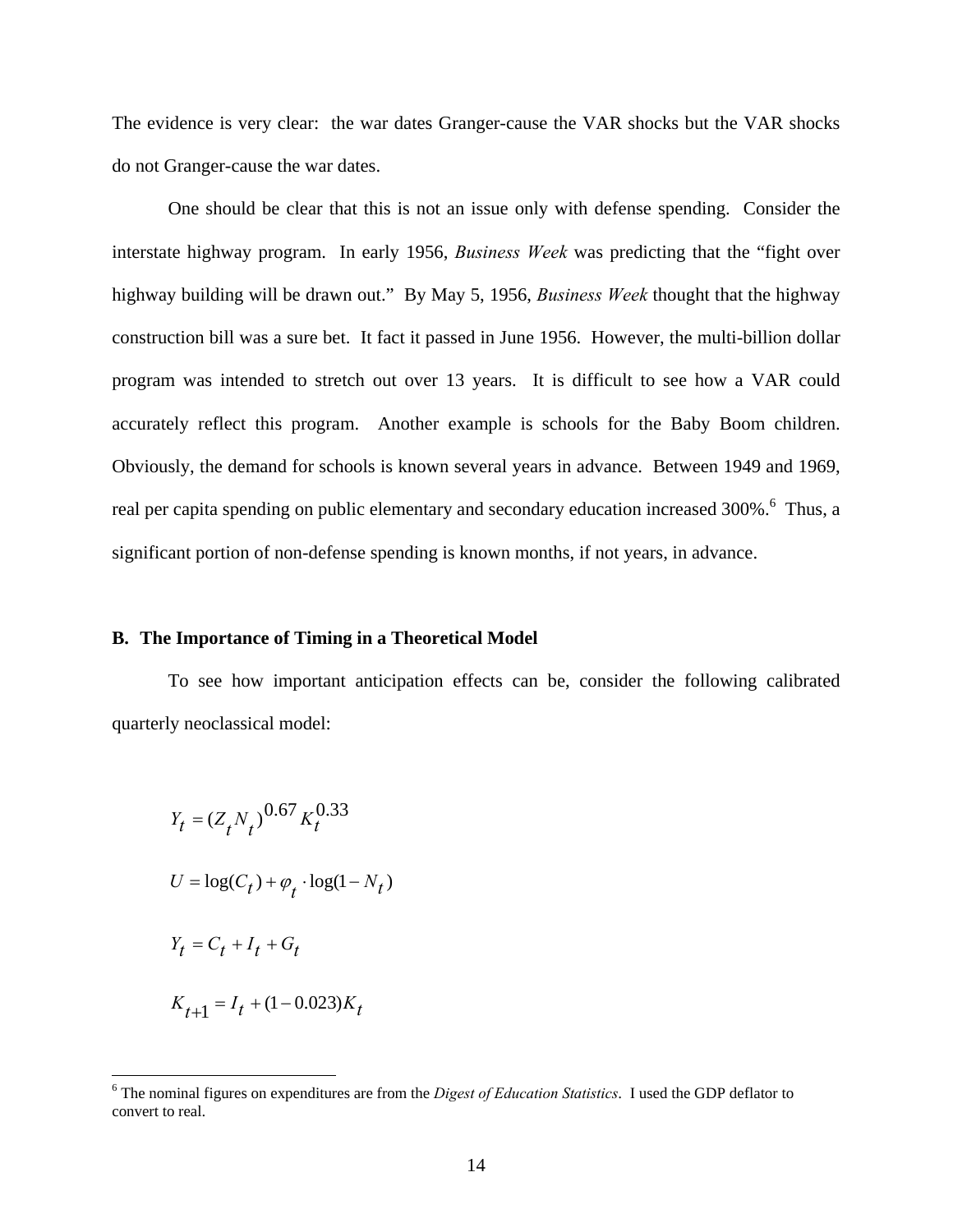The evidence is very clear: the war dates Granger-cause the VAR shocks but the VAR shocks do not Granger-cause the war dates.

One should be clear that this is not an issue only with defense spending. Consider the interstate highway program. In early 1956, *Business Week* was predicting that the "fight over highway building will be drawn out." By May 5, 1956, *Business Week* thought that the highway construction bill was a sure bet. It fact it passed in June 1956. However, the multi-billion dollar program was intended to stretch out over 13 years. It is difficult to see how a VAR could accurately reflect this program. Another example is schools for the Baby Boom children. Obviously, the demand for schools is known several years in advance. Between 1949 and 1969, real per capita spending on public elementary and secondary education increased 300%.[6] Thus, a significant portion of non-defense spending is known months, if not years, in advance.

### B. The Importance of Timing in a Theoretical Model

To see how important anticipation effects can be, consider the following calibrated quarterly neoclassical model:

$$Y_t = (Z_t N_t)^{0.67} K_t^{0.33}$$

$$U = \log(C_t) + \varphi_t \cdot \log(1 - N_t)$$

$$Y_t = C_t + I_t + G_t$$

$$K_{t+1} = I_t + (1 - 0.023) K_t$$

---

[6] The nominal figures on expenditures are from the *Digest of Education Statistics*. I used the GDP deflator to convert to real.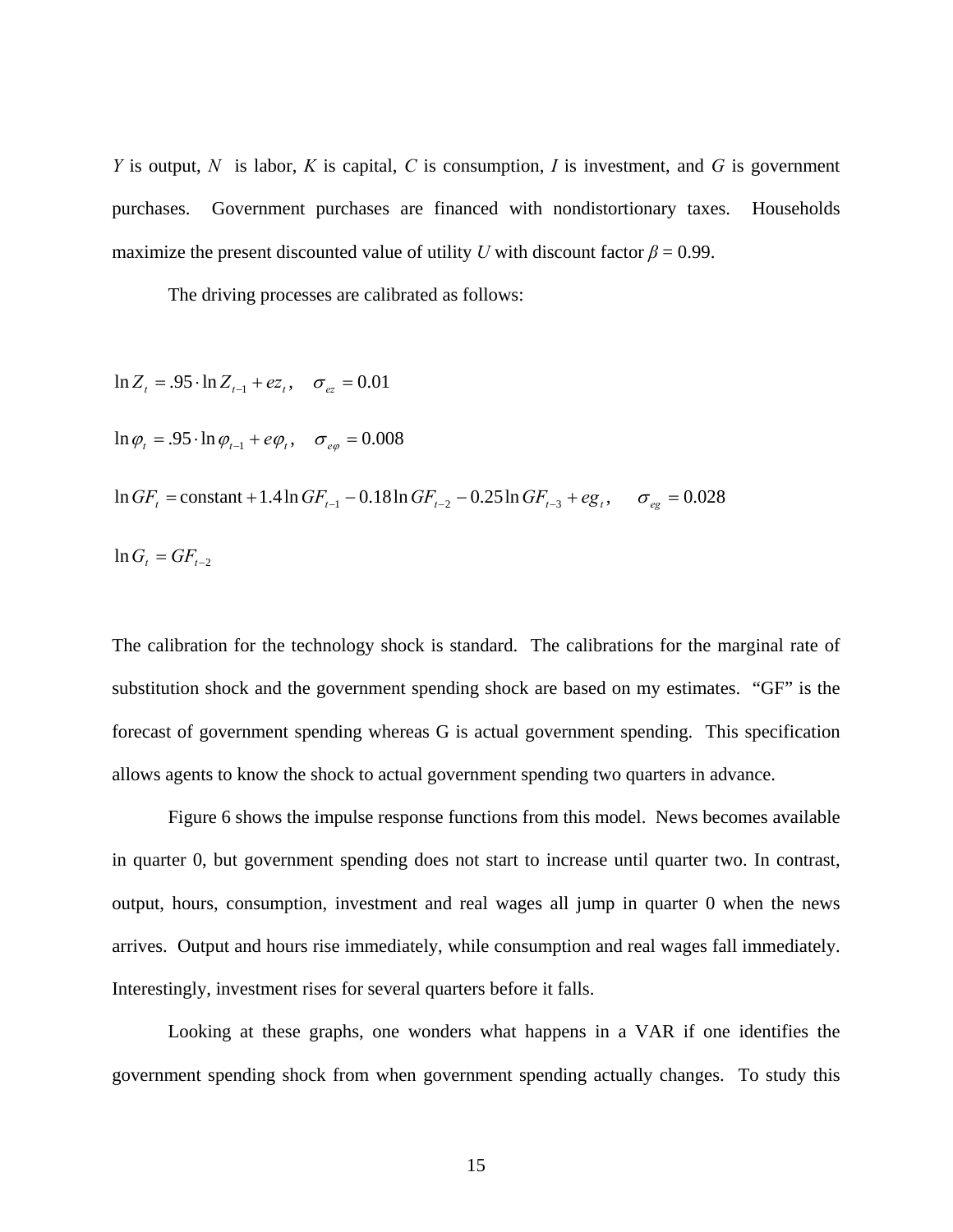*Y* is output, *N* is labor, *K* is capital, *C* is consumption, *I* is investment, and *G* is government purchases. Government purchases are financed with nondistortionary taxes. Households maximize the present discounted value of utility *U* with discount factor $\beta = 0.99$.

The driving processes are calibrated as follows:

$$\ln Z_t = .95 \cdot \ln Z_{t-1} + ez_t\,, \quad \sigma_{ez} = 0.01$$

$$\ln \varphi_t = .95 \cdot \ln \varphi_{t-1} + e\varphi_t\,, \quad \sigma_{e\varphi} = 0.008$$

$$\ln GF_t = \text{constant} + 1.4 \ln GF_{t-1} - 0.18 \ln GF_{t-2} - 0.25 \ln GF_{t-3} + eg_t\,, \quad \sigma_{eg} = 0.028$$

$$\ln G_t = GF_{t-2}$$

The calibration for the technology shock is standard. The calibrations for the marginal rate of substitution shock and the government spending shock are based on my estimates. "GF" is the forecast of government spending whereas G is actual government spending. This specification allows agents to know the shock to actual government spending two quarters in advance.

Figure 6 shows the impulse response functions from this model. News becomes available in quarter 0, but government spending does not start to increase until quarter two. In contrast, output, hours, consumption, investment and real wages all jump in quarter 0 when the news arrives. Output and hours rise immediately, while consumption and real wages fall immediately. Interestingly, investment rises for several quarters before it falls.

Looking at these graphs, one wonders what happens in a VAR if one identifies the government spending shock from when government spending actually changes. To study this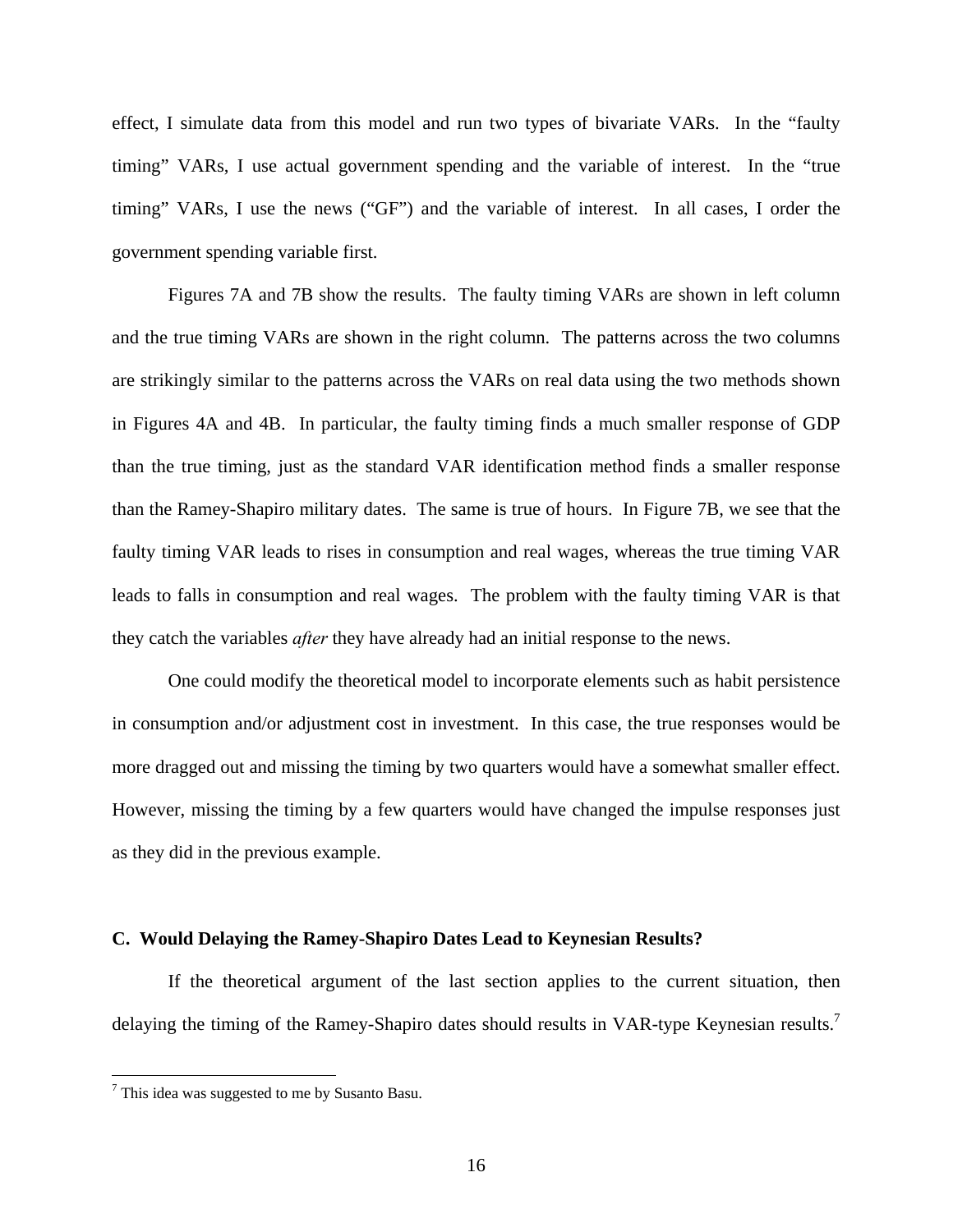effect, I simulate data from this model and run two types of bivariate VARs. In the "faulty timing" VARs, I use actual government spending and the variable of interest. In the "true timing" VARs, I use the news ("GF") and the variable of interest. In all cases, I order the government spending variable first.

Figures 7A and 7B show the results. The faulty timing VARs are shown in left column and the true timing VARs are shown in the right column. The patterns across the two columns are strikingly similar to the patterns across the VARs on real data using the two methods shown in Figures 4A and 4B. In particular, the faulty timing finds a much smaller response of GDP than the true timing, just as the standard VAR identification method finds a smaller response than the Ramey-Shapiro military dates. The same is true of hours. In Figure 7B, we see that the faulty timing VAR leads to rises in consumption and real wages, whereas the true timing VAR leads to falls in consumption and real wages. The problem with the faulty timing VAR is that they catch the variables *after* they have already had an initial response to the news.

One could modify the theoretical model to incorporate elements such as habit persistence in consumption and/or adjustment cost in investment. In this case, the true responses would be more dragged out and missing the timing by two quarters would have a somewhat smaller effect. However, missing the timing by a few quarters would have changed the impulse responses just as they did in the previous example.

### C. Would Delaying the Ramey-Shapiro Dates Lead to Keynesian Results?

If the theoretical argument of the last section applies to the current situation, then delaying the timing of the Ramey-Shapiro dates should results in VAR-type Keynesian results.[7]

[7] This idea was suggested to me by Susanto Basu.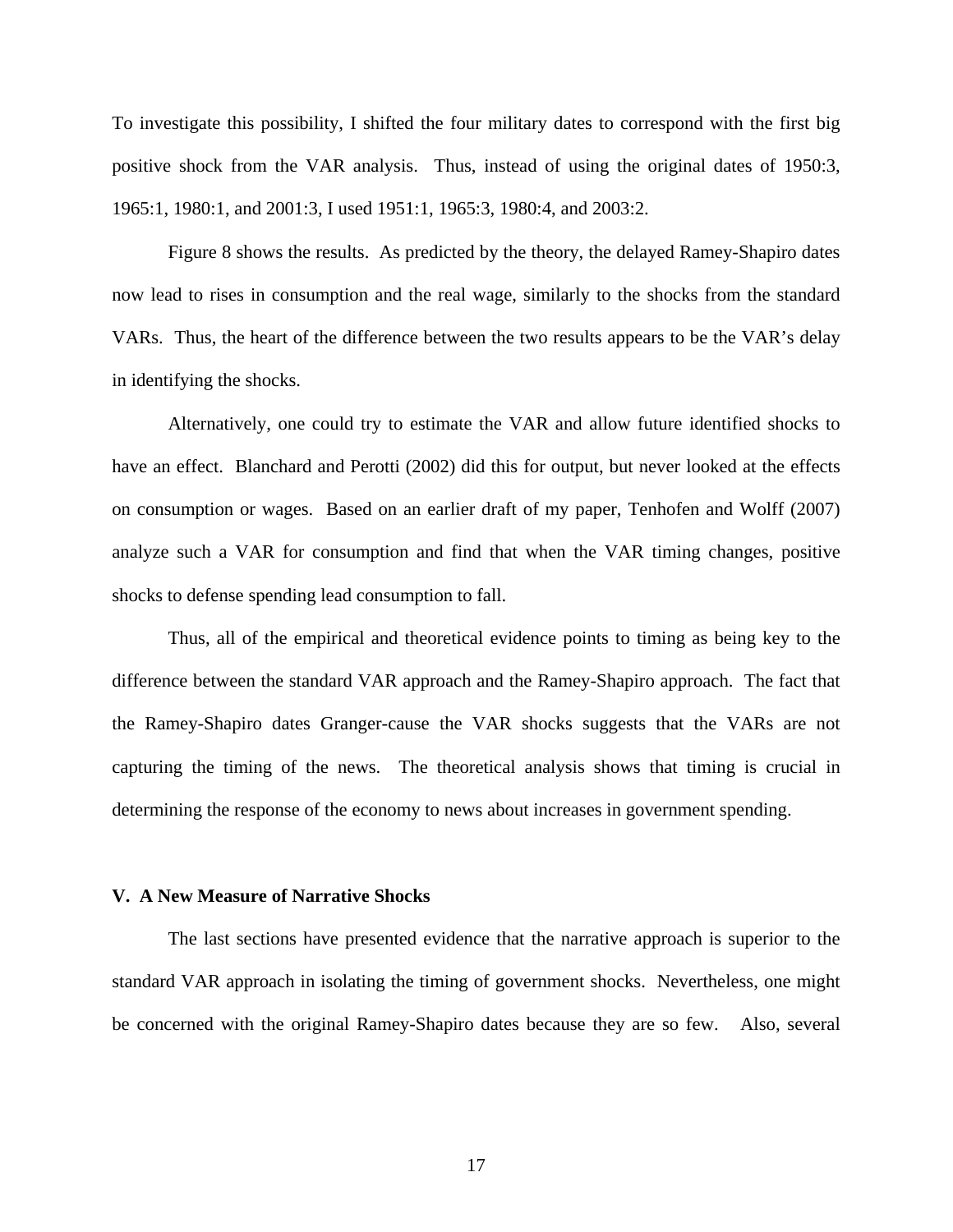To investigate this possibility, I shifted the four military dates to correspond with the first big positive shock from the VAR analysis. Thus, instead of using the original dates of 1950:3, 1965:1, 1980:1, and 2001:3, I used 1951:1, 1965:3, 1980:4, and 2003:2.

Figure 8 shows the results. As predicted by the theory, the delayed Ramey-Shapiro dates now lead to rises in consumption and the real wage, similarly to the shocks from the standard VARs. Thus, the heart of the difference between the two results appears to be the VAR's delay in identifying the shocks.

Alternatively, one could try to estimate the VAR and allow future identified shocks to have an effect. Blanchard and Perotti (2002) did this for output, but never looked at the effects on consumption or wages. Based on an earlier draft of my paper, Tenhofen and Wolff (2007) analyze such a VAR for consumption and find that when the VAR timing changes, positive shocks to defense spending lead consumption to fall.

Thus, all of the empirical and theoretical evidence points to timing as being key to the difference between the standard VAR approach and the Ramey-Shapiro approach. The fact that the Ramey-Shapiro dates Granger-cause the VAR shocks suggests that the VARs are not capturing the timing of the news. The theoretical analysis shows that timing is crucial in determining the response of the economy to news about increases in government spending.

## V. A New Measure of Narrative Shocks

The last sections have presented evidence that the narrative approach is superior to the standard VAR approach in isolating the timing of government shocks. Nevertheless, one might be concerned with the original Ramey-Shapiro dates because they are so few. Also, several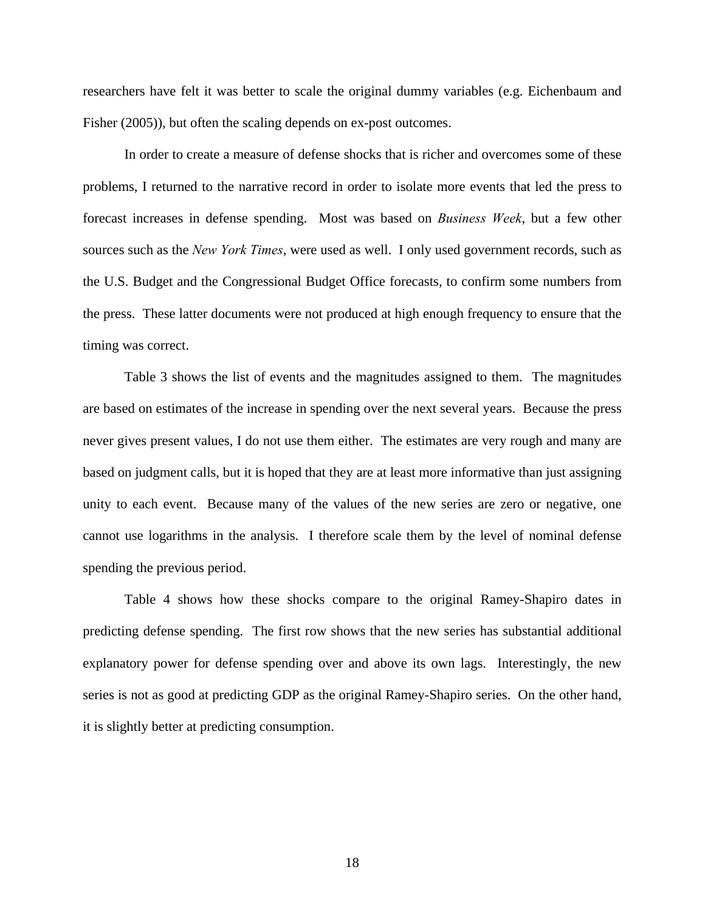researchers have felt it was better to scale the original dummy variables (e.g. Eichenbaum and Fisher (2005)), but often the scaling depends on ex-post outcomes.

In order to create a measure of defense shocks that is richer and overcomes some of these problems, I returned to the narrative record in order to isolate more events that led the press to forecast increases in defense spending. Most was based on *Business Week*, but a few other sources such as the *New York Times*, were used as well. I only used government records, such as the U.S. Budget and the Congressional Budget Office forecasts, to confirm some numbers from the press. These latter documents were not produced at high enough frequency to ensure that the timing was correct.

Table 3 shows the list of events and the magnitudes assigned to them. The magnitudes are based on estimates of the increase in spending over the next several years. Because the press never gives present values, I do not use them either. The estimates are very rough and many are based on judgment calls, but it is hoped that they are at least more informative than just assigning unity to each event. Because many of the values of the new series are zero or negative, one cannot use logarithms in the analysis. I therefore scale them by the level of nominal defense spending the previous period.

Table 4 shows how these shocks compare to the original Ramey-Shapiro dates in predicting defense spending. The first row shows that the new series has substantial additional explanatory power for defense spending over and above its own lags. Interestingly, the new series is not as good at predicting GDP as the original Ramey-Shapiro series. On the other hand, it is slightly better at predicting consumption.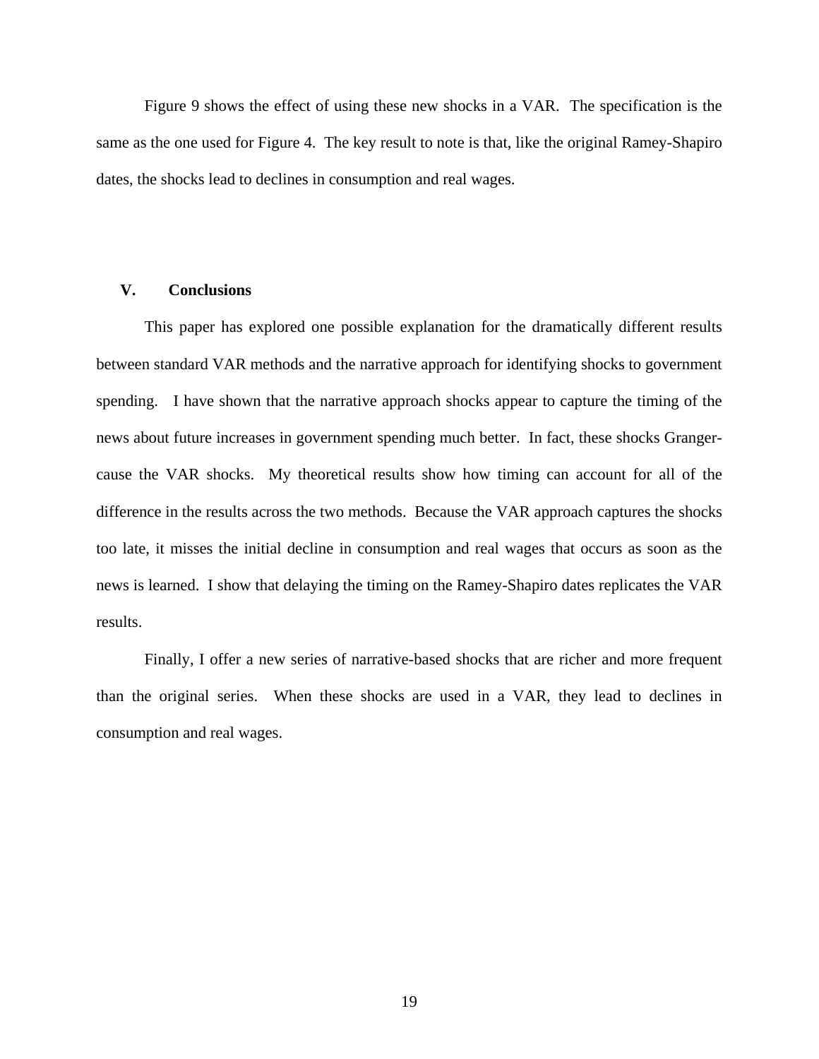Figure 9 shows the effect of using these new shocks in a VAR. The specification is the same as the one used for Figure 4. The key result to note is that, like the original Ramey-Shapiro dates, the shocks lead to declines in consumption and real wages.

## V. Conclusions

This paper has explored one possible explanation for the dramatically different results between standard VAR methods and the narrative approach for identifying shocks to government spending. I have shown that the narrative approach shocks appear to capture the timing of the news about future increases in government spending much better. In fact, these shocks Granger-cause the VAR shocks. My theoretical results show how timing can account for all of the difference in the results across the two methods. Because the VAR approach captures the shocks too late, it misses the initial decline in consumption and real wages that occurs as soon as the news is learned. I show that delaying the timing on the Ramey-Shapiro dates replicates the VAR results.

Finally, I offer a new series of narrative-based shocks that are richer and more frequent than the original series. When these shocks are used in a VAR, they lead to declines in consumption and real wages.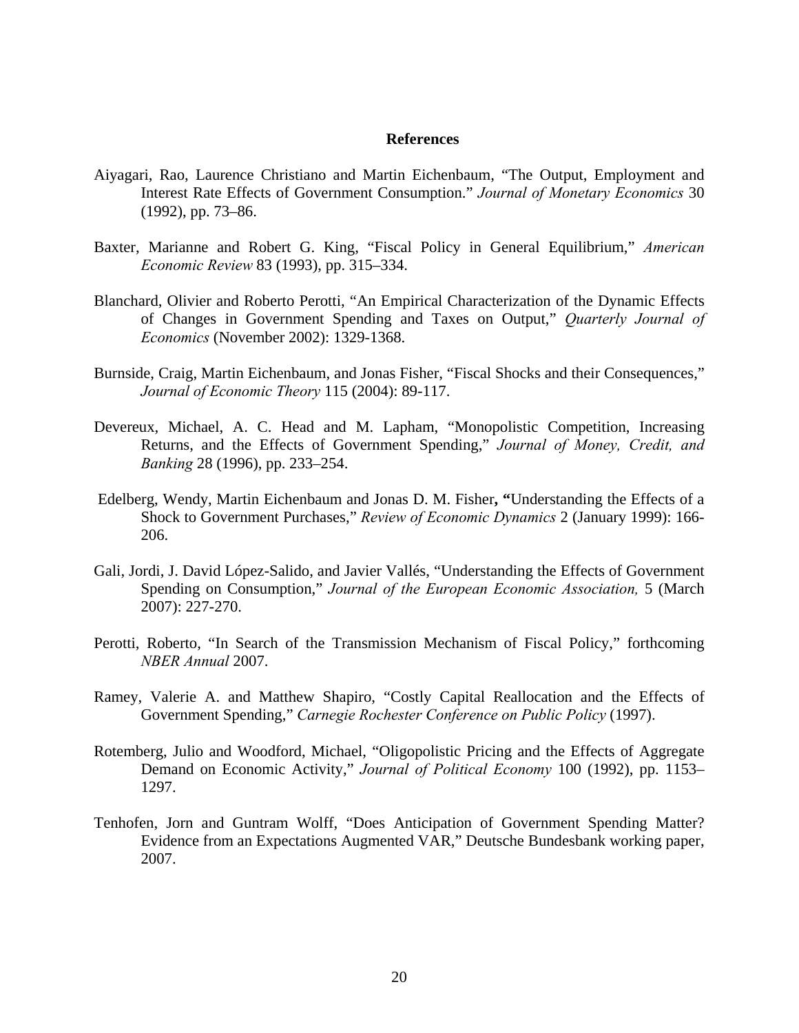## References

Aiyagari, Rao, Laurence Christiano and Martin Eichenbaum, "The Output, Employment and Interest Rate Effects of Government Consumption." *Journal of Monetary Economics* 30 (1992), pp. 73–86.

Baxter, Marianne and Robert G. King, "Fiscal Policy in General Equilibrium," *American Economic Review* 83 (1993), pp. 315–334.

Blanchard, Olivier and Roberto Perotti, "An Empirical Characterization of the Dynamic Effects of Changes in Government Spending and Taxes on Output," *Quarterly Journal of Economics* (November 2002): 1329-1368.

Burnside, Craig, Martin Eichenbaum, and Jonas Fisher, "Fiscal Shocks and their Consequences," *Journal of Economic Theory* 115 (2004): 89-117.

Devereux, Michael, A. C. Head and M. Lapham, "Monopolistic Competition, Increasing Returns, and the Effects of Government Spending," *Journal of Money, Credit, and Banking* 28 (1996), pp. 233–254.

Edelberg, Wendy, Martin Eichenbaum and Jonas D. M. Fisher**, "**Understanding the Effects of a Shock to Government Purchases," *Review of Economic Dynamics* 2 (January 1999): 166-206.

Gali, Jordi, J. David López-Salido, and Javier Vallés, "Understanding the Effects of Government Spending on Consumption," *Journal of the European Economic Association,* 5 (March 2007): 227-270.

Perotti, Roberto, "In Search of the Transmission Mechanism of Fiscal Policy," forthcoming *NBER Annual* 2007.

Ramey, Valerie A. and Matthew Shapiro, "Costly Capital Reallocation and the Effects of Government Spending," *Carnegie Rochester Conference on Public Policy* (1997).

Rotemberg, Julio and Woodford, Michael, "Oligopolistic Pricing and the Effects of Aggregate Demand on Economic Activity," *Journal of Political Economy* 100 (1992), pp. 1153–1297.

Tenhofen, Jorn and Guntram Wolff, "Does Anticipation of Government Spending Matter? Evidence from an Expectations Augmented VAR," Deutsche Bundesbank working paper, 2007.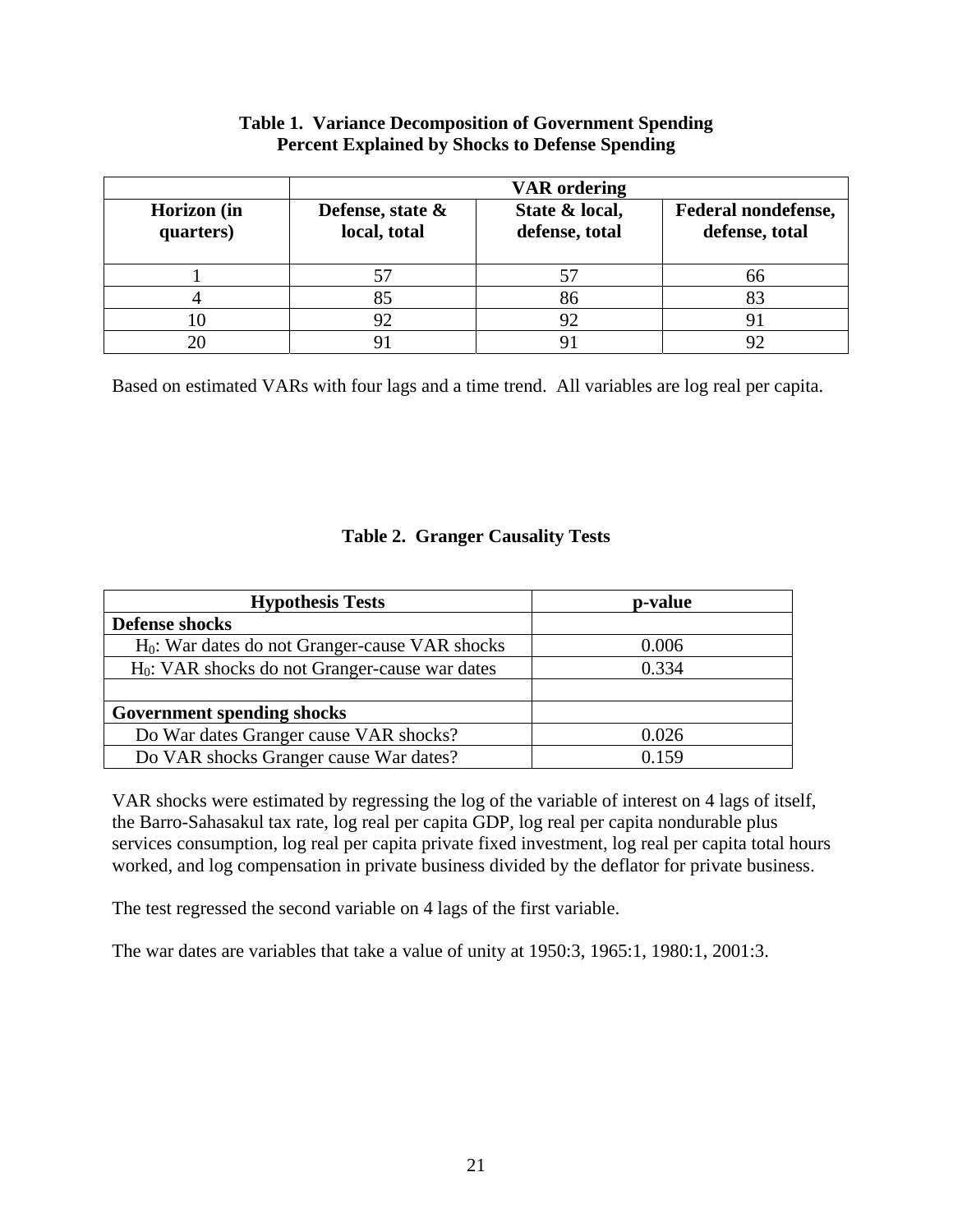**Table 1. Variance Decomposition of Government Spending**
**Percent Explained by Shocks to Defense Spending**

| | VAR ordering | | |
|---|---|---|---|
| **Horizon (in quarters)** | **Defense, state & local, total** | **State & local, defense, total** | **Federal nondefense, defense, total** |
| 1 | 57 | 57 | 66 |
| 4 | 85 | 86 | 83 |
| 10 | 92 | 92 | 91 |
| 20 | 91 | 91 | 92 |

Based on estimated VARs with four lags and a time trend. All variables are log real per capita.

**Table 2. Granger Causality Tests**

| Hypothesis Tests | p-value |
|---|---|
| **Defense shocks** | |
| $H_0$: War dates do not Granger-cause VAR shocks | 0.006 |
| $H_0$: VAR shocks do not Granger-cause war dates | 0.334 |
| | |
| **Government spending shocks** | |
| Do War dates Granger cause VAR shocks? | 0.026 |
| Do VAR shocks Granger cause War dates? | 0.159 |

VAR shocks were estimated by regressing the log of the variable of interest on 4 lags of itself, the Barro-Sahasakul tax rate, log real per capita GDP, log real per capita nondurable plus services consumption, log real per capita private fixed investment, log real per capita total hours worked, and log compensation in private business divided by the deflator for private business.

The test regressed the second variable on 4 lags of the first variable.

The war dates are variables that take a value of unity at 1950:3, 1965:1, 1980:1, 2001:3.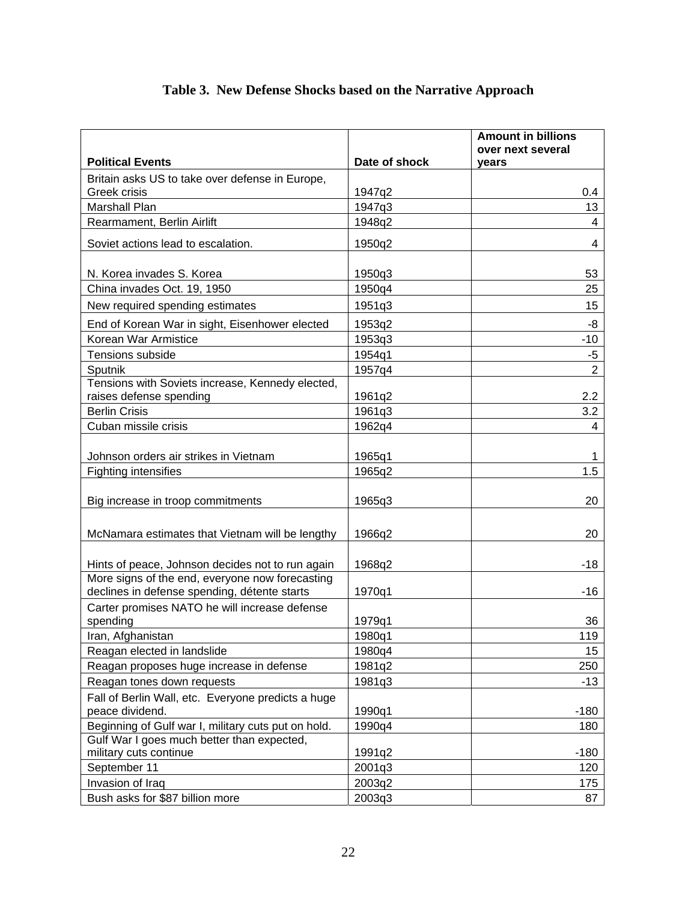**Table 3. New Defense Shocks based on the Narrative Approach**

| Political Events | Date of shock | Amount in billions over next several years |
|---|---|---|
| Britain asks US to take over defense in Europe, Greek crisis | 1947q2 | 0.4 |
| Marshall Plan | 1947q3 | 13 |
| Rearmament, Berlin Airlift | 1948q2 | 4 |
| Soviet actions lead to escalation. | 1950q2 | 4 |
| N. Korea invades S. Korea | 1950q3 | 53 |
| China invades Oct. 19, 1950 | 1950q4 | 25 |
| New required spending estimates | 1951q3 | 15 |
| End of Korean War in sight, Eisenhower elected | 1953q2 | -8 |
| Korean War Armistice | 1953q3 | -10 |
| Tensions subside | 1954q1 | -5 |
| Sputnik | 1957q4 | 2 |
| Tensions with Soviets increase, Kennedy elected, raises defense spending | 1961q2 | 2.2 |
| Berlin Crisis | 1961q3 | 3.2 |
| Cuban missile crisis | 1962q4 | 4 |
| Johnson orders air strikes in Vietnam | 1965q1 | 1 |
| Fighting intensifies | 1965q2 | 1.5 |
| Big increase in troop commitments | 1965q3 | 20 |
| McNamara estimates that Vietnam will be lengthy | 1966q2 | 20 |
| Hints of peace, Johnson decides not to run again | 1968q2 | -18 |
| More signs of the end, everyone now forecasting declines in defense spending, détente starts | 1970q1 | -16 |
| Carter promises NATO he will increase defense spending | 1979q1 | 36 |
| Iran, Afghanistan | 1980q1 | 119 |
| Reagan elected in landslide | 1980q4 | 15 |
| Reagan proposes huge increase in defense | 1981q2 | 250 |
| Reagan tones down requests | 1981q3 | -13 |
| Fall of Berlin Wall, etc. Everyone predicts a huge peace dividend. | 1990q1 | -180 |
| Beginning of Gulf war I, military cuts put on hold. | 1990q4 | 180 |
| Gulf War I goes much better than expected, military cuts continue | 1991q2 | -180 |
| September 11 | 2001q3 | 120 |
| Invasion of Iraq | 2003q2 | 175 |
| Bush asks for $87 billion more | 2003q3 | 87 |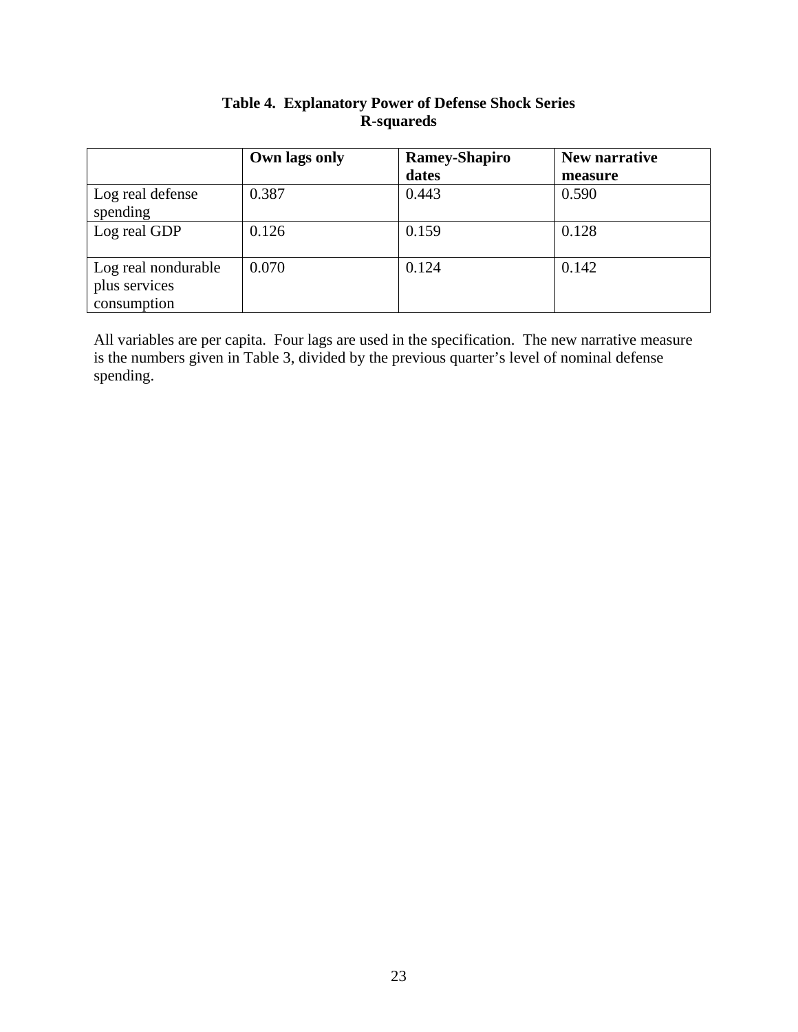**Table 4. Explanatory Power of Defense Shock Series**
**R-squareds**

| | Own lags only | Ramey-Shapiro dates | New narrative measure |
|---|---|---|---|
| Log real defense spending | 0.387 | 0.443 | 0.590 |
| Log real GDP | 0.126 | 0.159 | 0.128 |
| Log real nondurable plus services consumption | 0.070 | 0.124 | 0.142 |

All variables are per capita. Four lags are used in the specification. The new narrative measure is the numbers given in Table 3, divided by the previous quarter's level of nominal defense spending.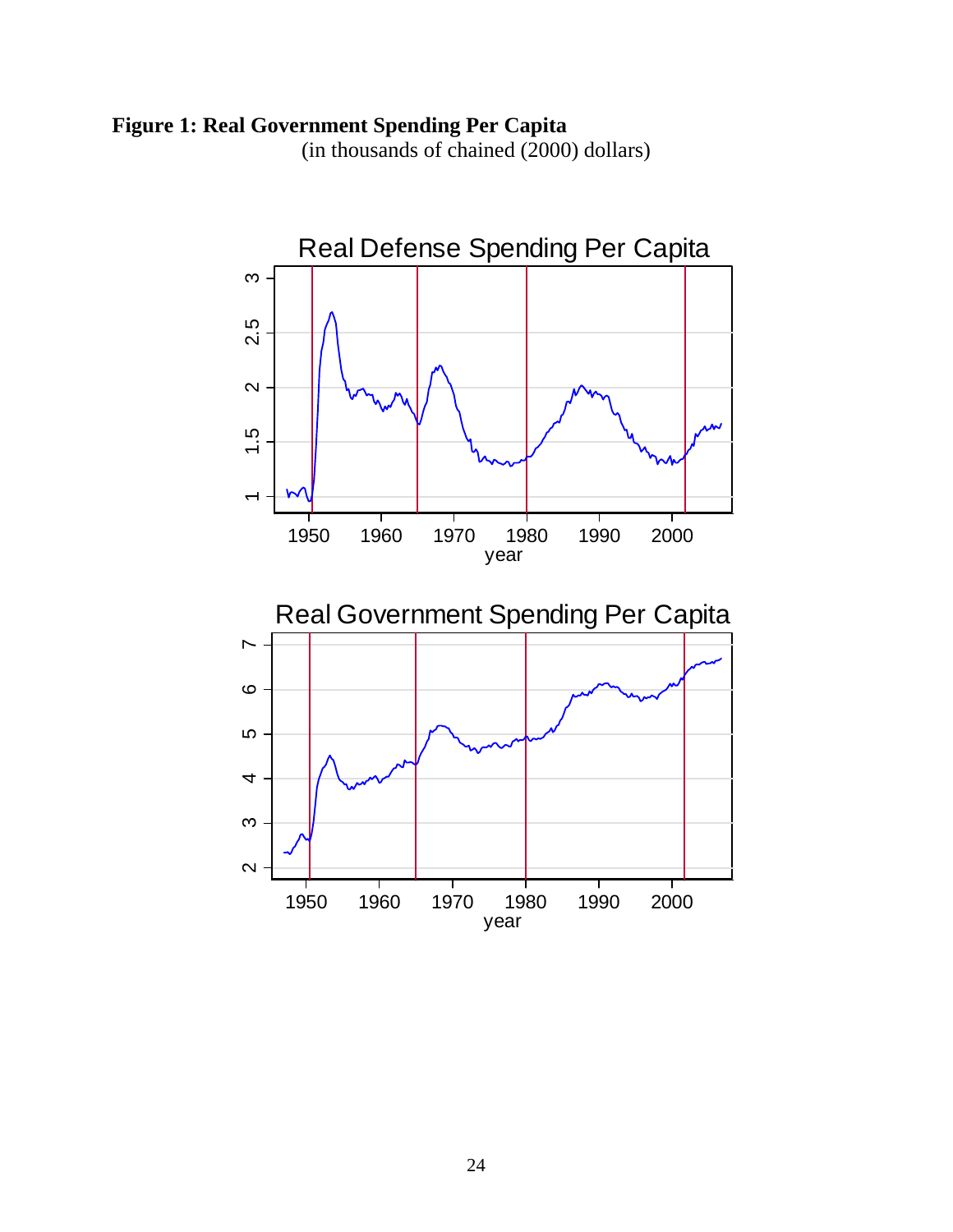**Figure 1: Real Government Spending Per Capita**

(in thousands of chained (2000) dollars)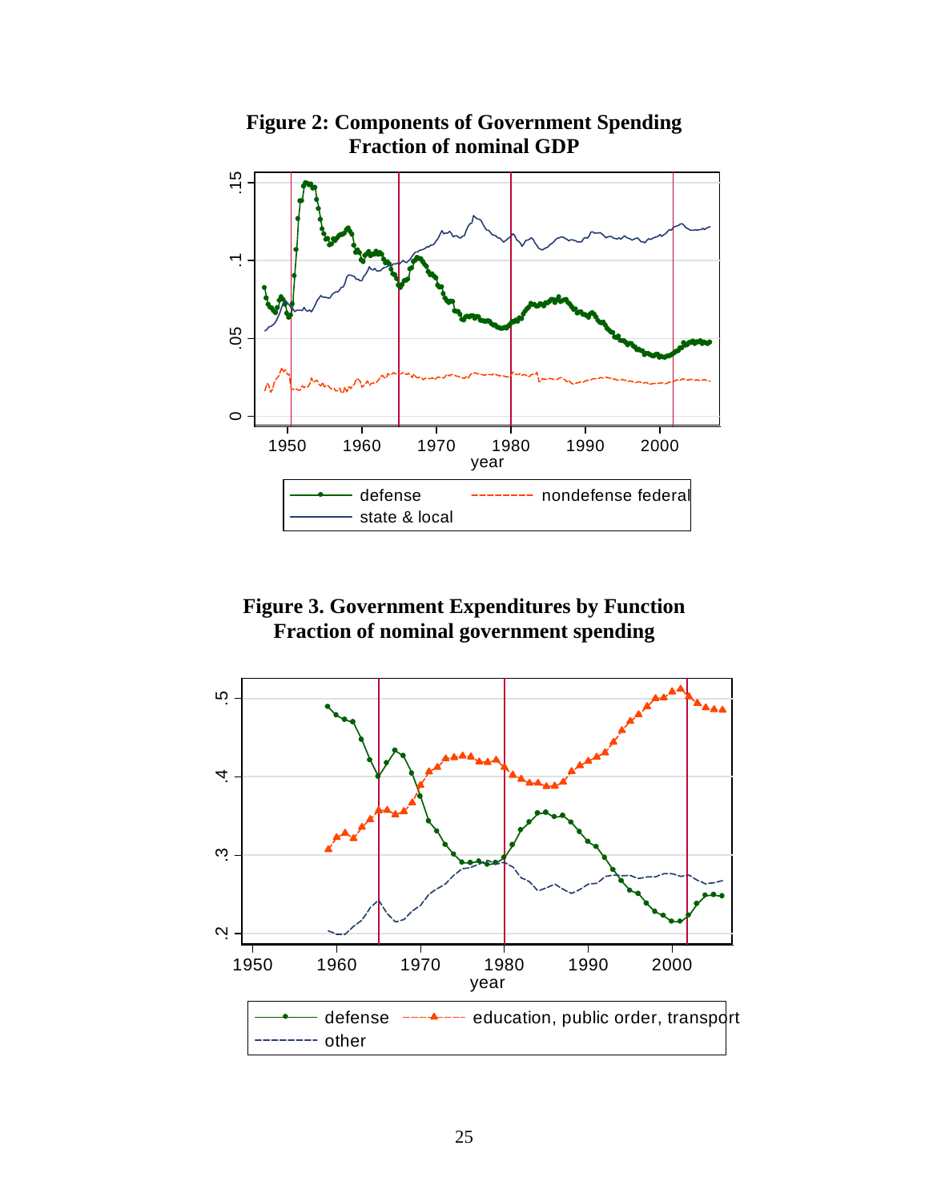**Figure 2: Components of Government Spending**
**Fraction of nominal GDP**

**Figure 3. Government Expenditures by Function**
**Fraction of nominal government spending**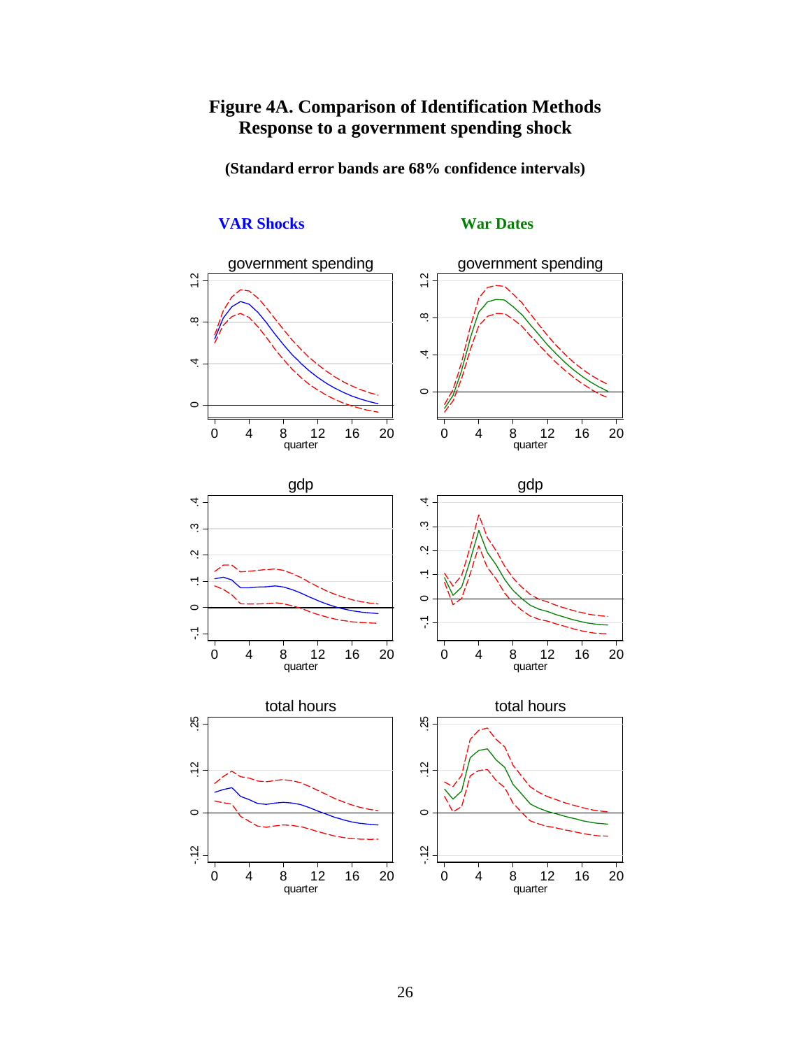# Figure 4A. Comparison of Identification Methods
## Response to a government spending shock

**(Standard error bands are 68% confidence intervals)**

**VAR Shocks** **War Dates**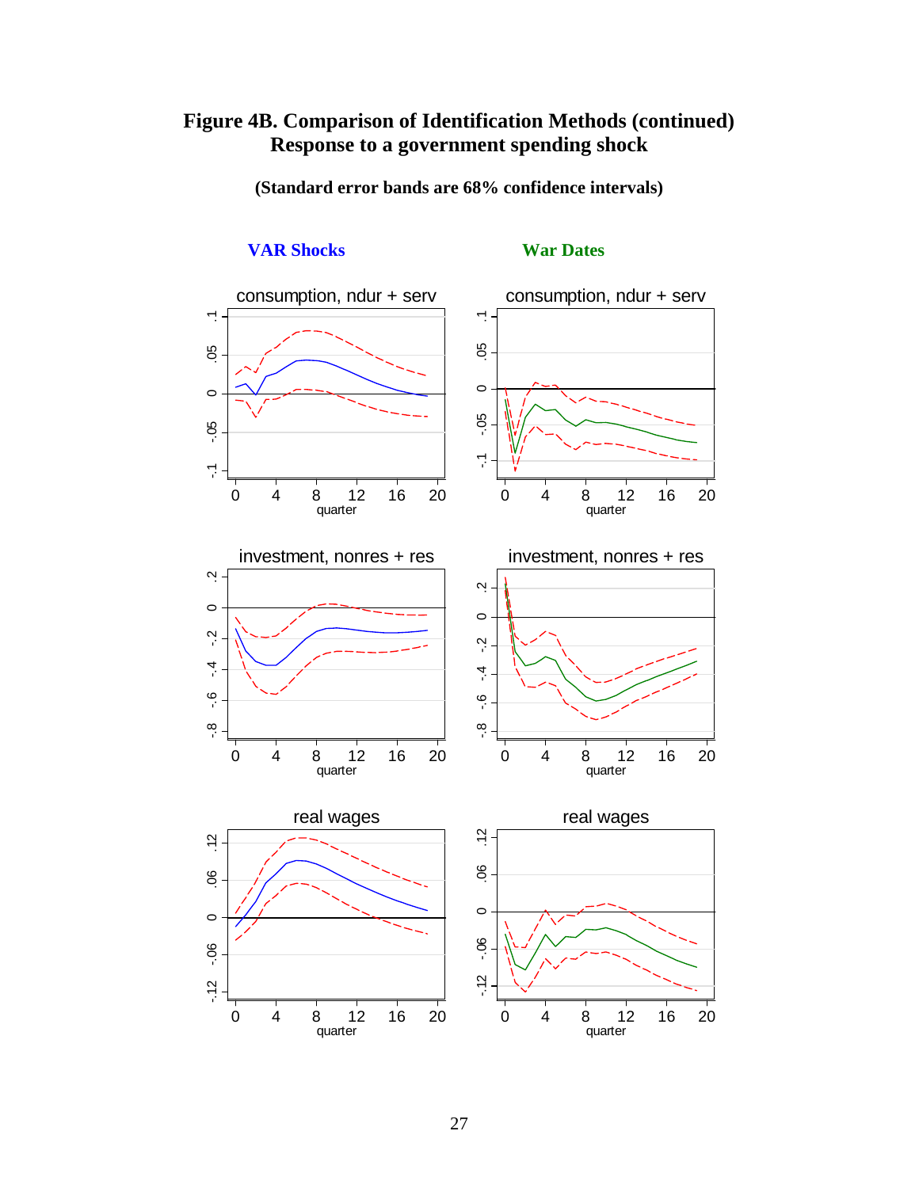# Figure 4B. Comparison of Identification Methods (continued)
## Response to a government spending shock

**(Standard error bands are 68% confidence intervals)**

**VAR Shocks** | **War Dates**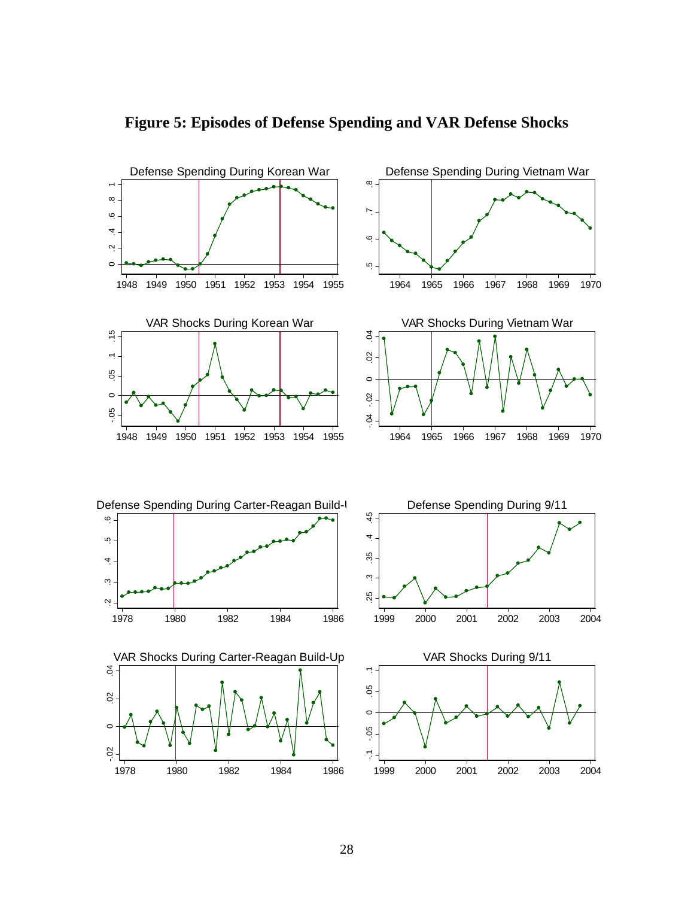# Figure 5: Episodes of Defense Spending and VAR Defense Shocks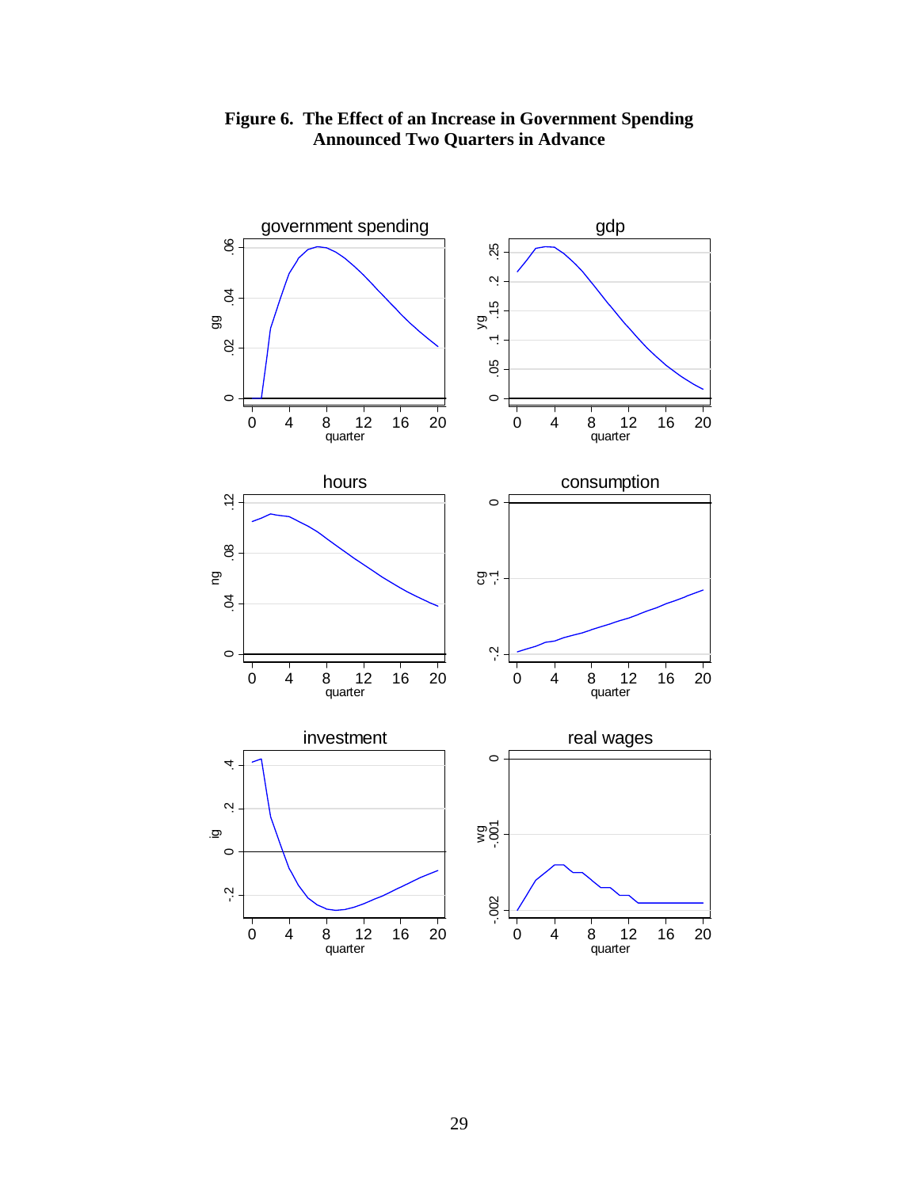**Figure 6. The Effect of an Increase in Government Spending Announced Two Quarters in Advance**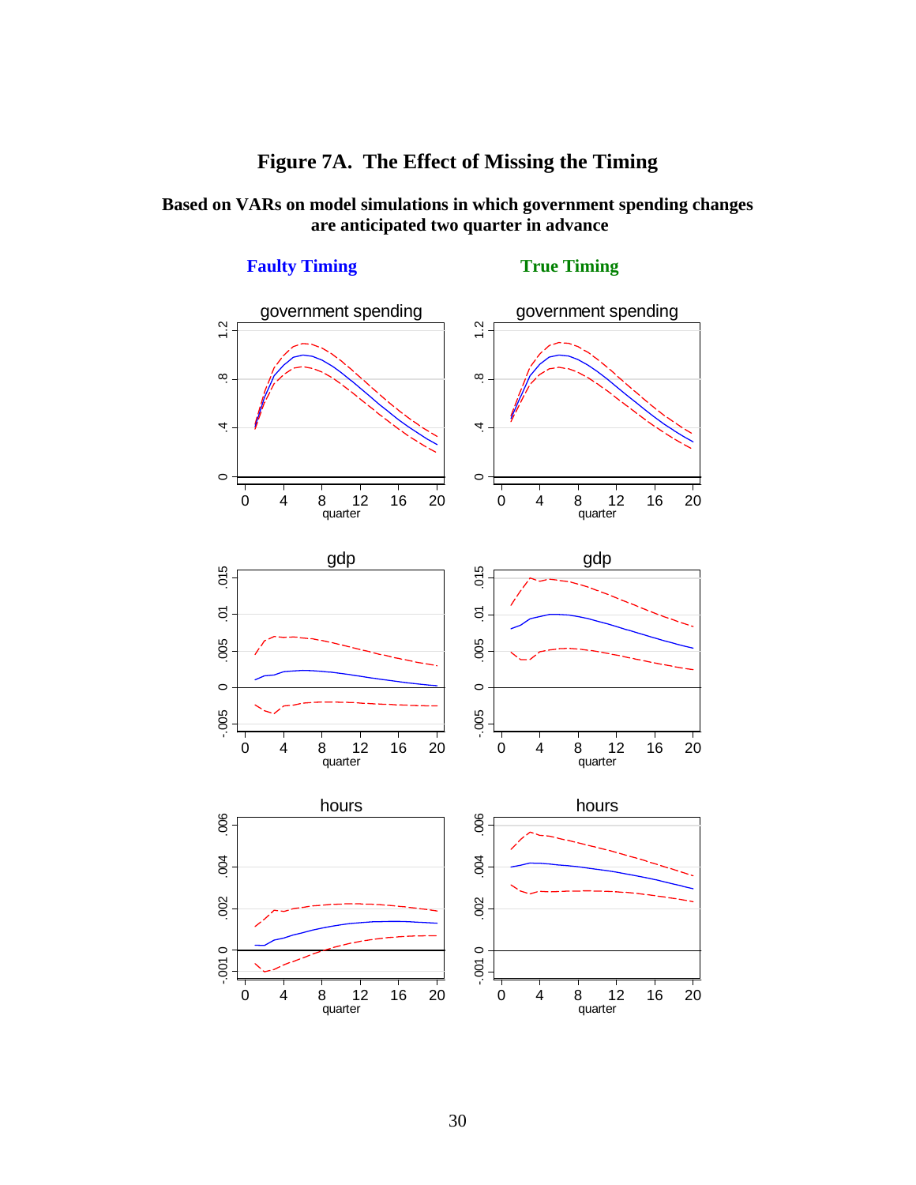# Figure 7A. The Effect of Missing the Timing

**Based on VARs on model simulations in which government spending changes are anticipated two quarter in advance**

**Faulty Timing** | **True Timing**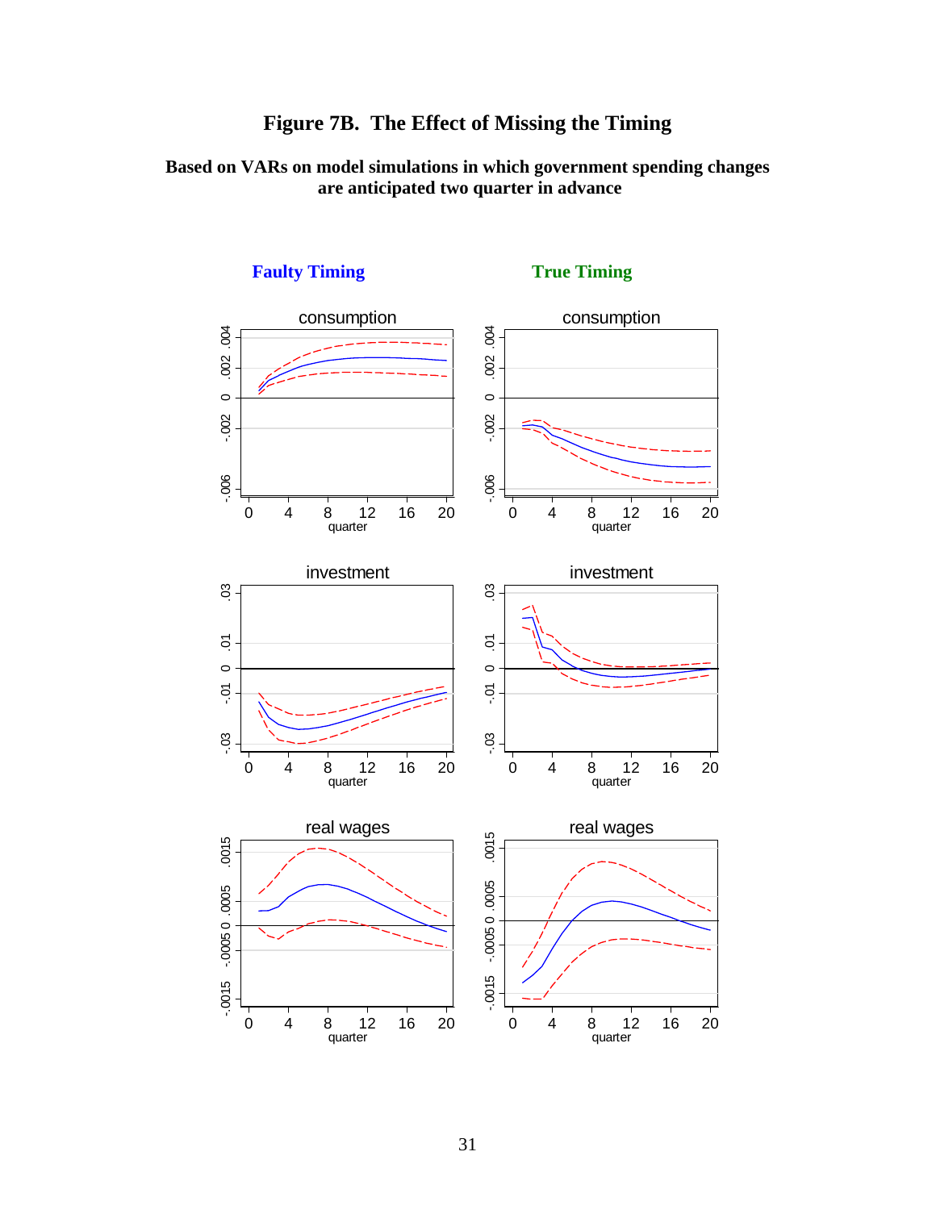# Figure 7B. The Effect of Missing the Timing

**Based on VARs on model simulations in which government spending changes are anticipated two quarter in advance**

**Faulty Timing** **True Timing**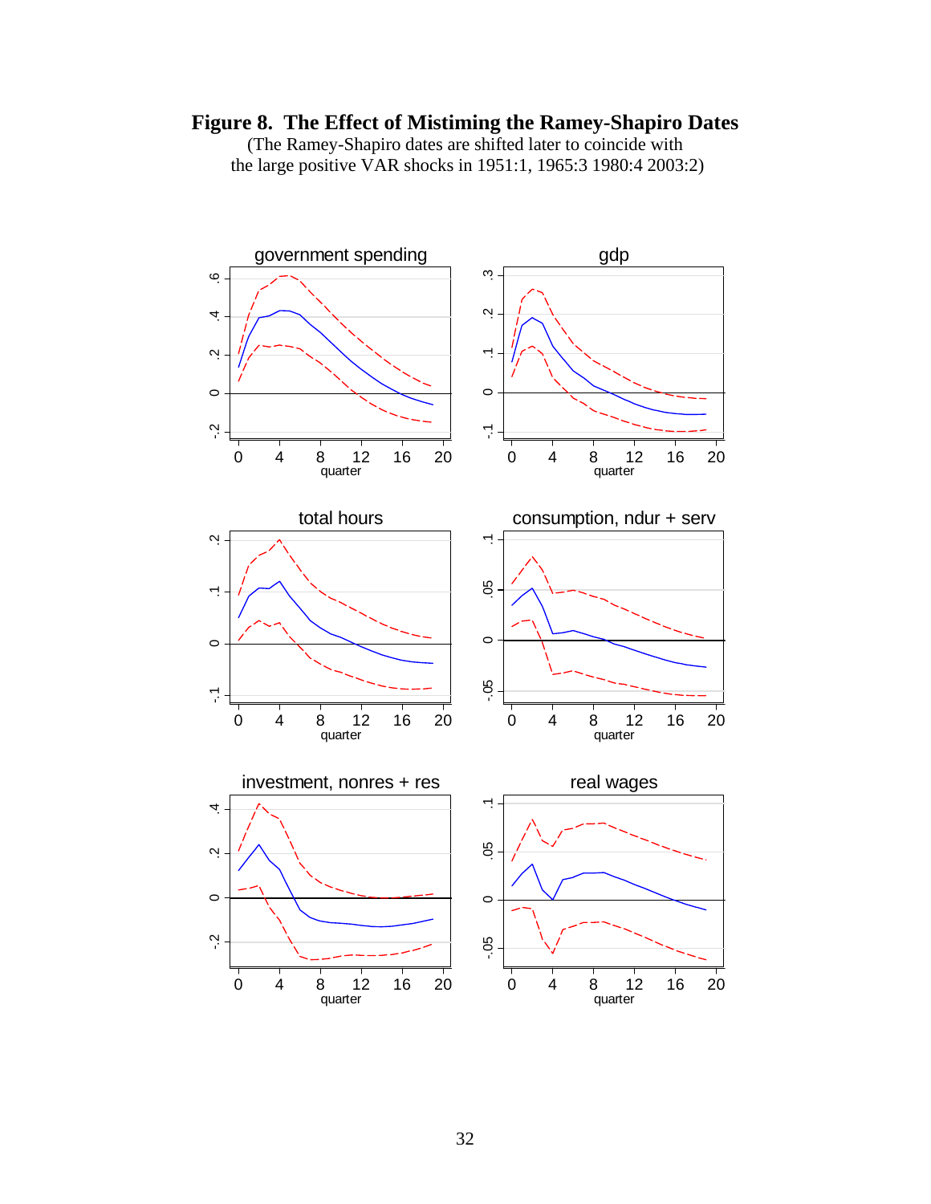**Figure 8. The Effect of Mistiming the Ramey-Shapiro Dates**

(The Ramey-Shapiro dates are shifted later to coincide with the large positive VAR shocks in 1951:1, 1965:3 1980:4 2003:2)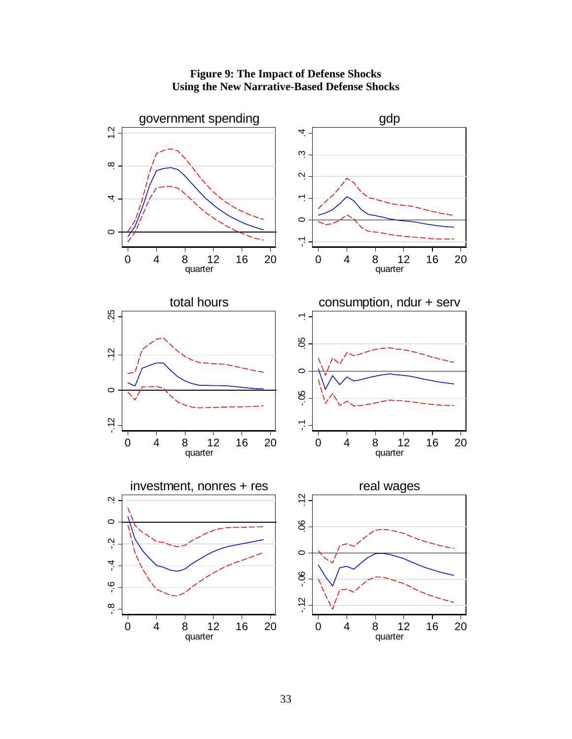**Figure 9: The Impact of Defense Shocks**
**Using the New Narrative-Based Defense Shocks**

government spending

1.2
.8
.4
0

0 4 8 12 16 20
quarter

gdp

.4
.3
.2
.1
0
-.1

0 4 8 12 16 20
quarter

total hours

.25
.12
0
-.12

0 4 8 12 16 20
quarter

consumption, ndur + serv

.1
.05
0
-.05
-.1

0 4 8 12 16 20
quarter

investment, nonres + res

.2
0
-.2
-.4
-.6
-.8

0 4 8 12 16 20
quarter

real wages

.12
.06
0
-.06
-.12

0 4 8 12 16 20
quarter